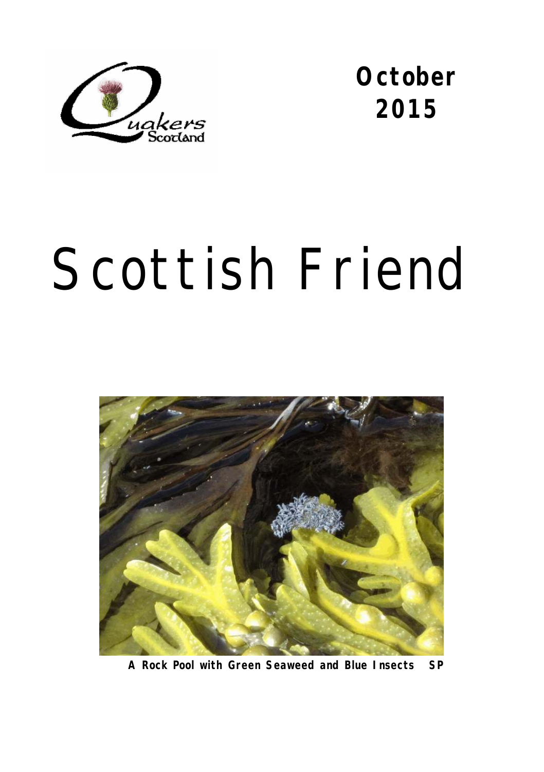Quakers Scotland

October 2015

# Scottish Friend

A Rock Pool with Green Seaweed and Blue Insects SP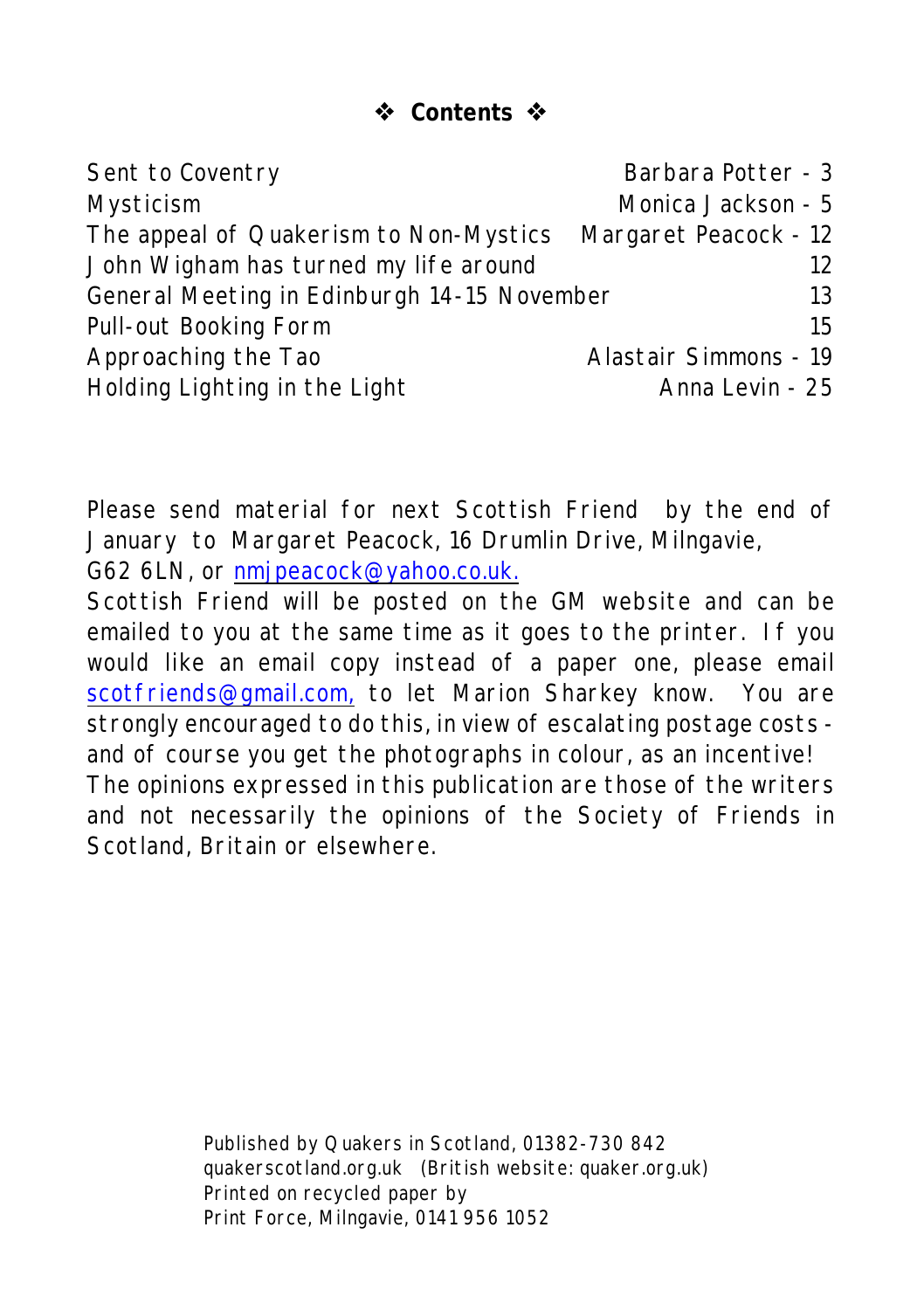## ❖ Contents ❖

| | |
|---|---|
| Sent to Coventry | Barbara Potter - 3 |
| Mysticism | Monica Jackson - 5 |
| The appeal of Quakerism to Non-Mystics | Margaret Peacock - 12 |
| John Wigham has turned my life around | 12 |
| General Meeting in Edinburgh 14-15 November | 13 |
| Pull-out Booking Form | 15 |
| Approaching the Tao | Alastair Simmons - 19 |
| Holding Lighting in the Light | Anna Levin - 25 |

Please send material for next Scottish Friend by the end of January to Margaret Peacock, 16 Drumlin Drive, Milngavie, G62 6LN, or nmjpeacock@yahoo.co.uk.

Scottish Friend will be posted on the GM website and can be emailed to you at the same time as it goes to the printer. If you would like an email copy instead of a paper one, please email scotfriends@gmail.com, to let Marion Sharkey know. You are strongly encouraged to do this, in view of escalating postage costs - and of course you get the photographs in colour, as an incentive!

The opinions expressed in this publication are those of the writers and not necessarily the opinions of the Society of Friends in Scotland, Britain or elsewhere.

Published by Quakers in Scotland, 01382-730 842
quakerscotland.org.uk (British website: quaker.org.uk)
Printed on recycled paper by
Print Force, Milngavie, 0141 956 1052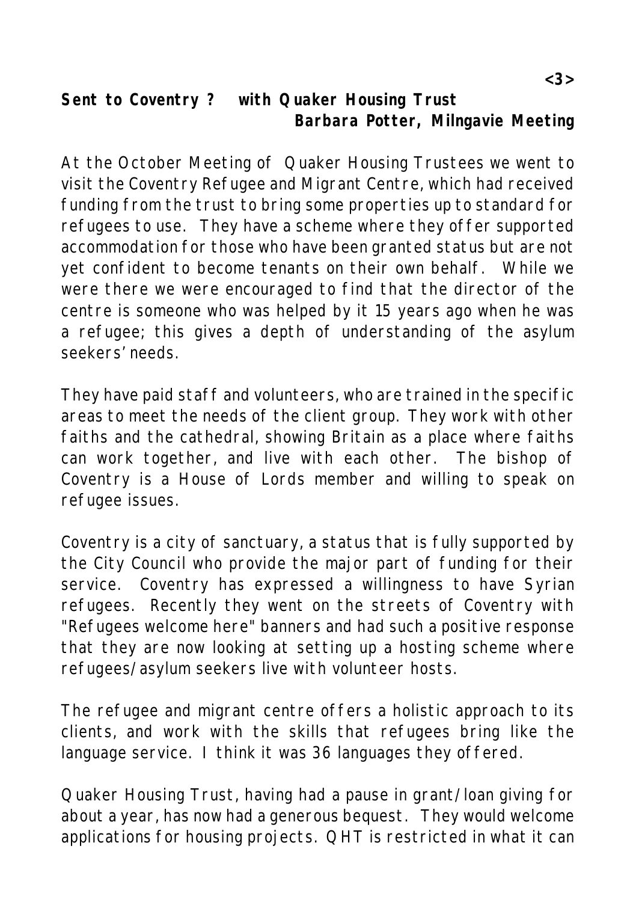## Sent to Coventry ? with Quaker Housing Trust

**Barbara Potter, Milngavie Meeting**

At the October Meeting of Quaker Housing Trustees we went to visit the Coventry Refugee and Migrant Centre, which had received funding from the trust to bring some properties up to standard for refugees to use. They have a scheme where they offer supported accommodation for those who have been granted status but are not yet confident to become tenants on their own behalf. While we were there we were encouraged to find that the director of the centre is someone who was helped by it 15 years ago when he was a refugee; this gives a depth of understanding of the asylum seekers' needs.

They have paid staff and volunteers, who are trained in the specific areas to meet the needs of the client group. They work with other faiths and the cathedral, showing Britain as a place where faiths can work together, and live with each other. The bishop of Coventry is a House of Lords member and willing to speak on refugee issues.

Coventry is a city of sanctuary, a status that is fully supported by the City Council who provide the major part of funding for their service. Coventry has expressed a willingness to have Syrian refugees. Recently they went on the streets of Coventry with "Refugees welcome here" banners and had such a positive response that they are now looking at setting up a hosting scheme where refugees/asylum seekers live with volunteer hosts.

The refugee and migrant centre offers a holistic approach to its clients, and work with the skills that refugees bring like the language service. I think it was 36 languages they offered.

Quaker Housing Trust, having had a pause in grant/loan giving for about a year, has now had a generous bequest. They would welcome applications for housing projects. QHT is restricted in what it can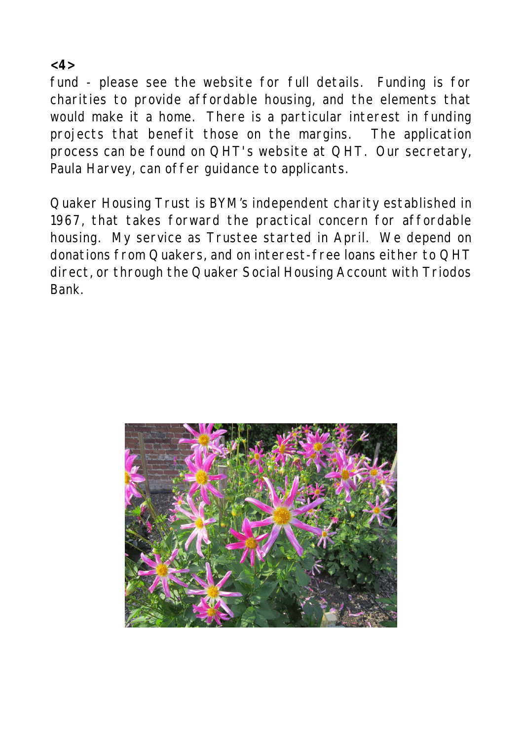fund - please see the website for full details. Funding is for charities to provide affordable housing, and the elements that would make it a home. There is a particular interest in funding projects that benefit those on the margins. The application process can be found on QHT's website at QHT. Our secretary, Paula Harvey, can offer guidance to applicants.

Quaker Housing Trust is BYM's independent charity established in 1967, that takes forward the practical concern for affordable housing. My service as Trustee started in April. We depend on donations from Quakers, and on interest-free loans either to QHT direct, or through the Quaker Social Housing Account with Triodos Bank.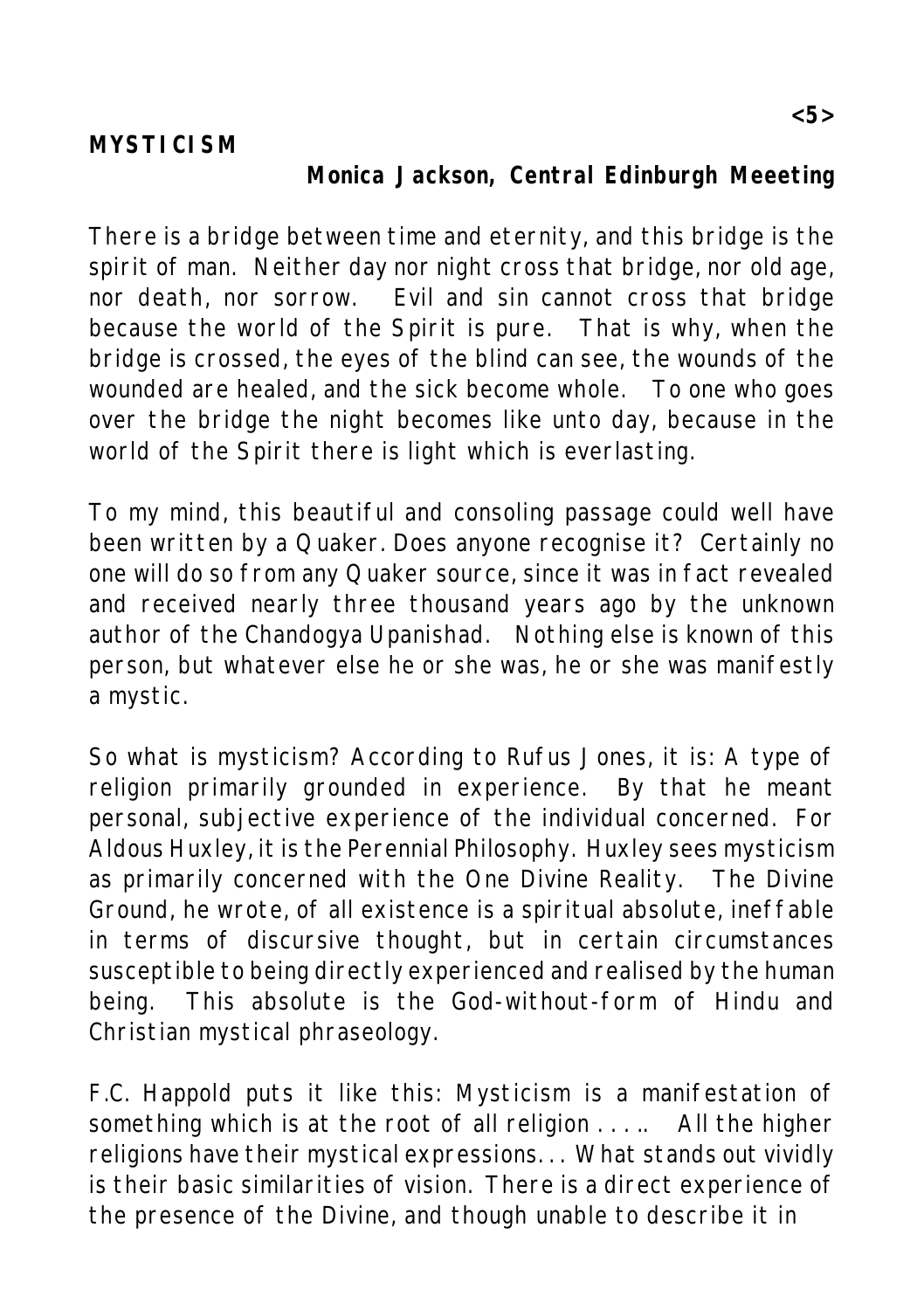## MYSTICISM

**Monica Jackson, Central Edinburgh Meeeting**

There is a bridge between time and eternity, and this bridge is the spirit of man. Neither day nor night cross that bridge, nor old age, nor death, nor sorrow. Evil and sin cannot cross that bridge because the world of the Spirit is pure. That is why, when the bridge is crossed, the eyes of the blind can see, the wounds of the wounded are healed, and the sick become whole. To one who goes over the bridge the night becomes like unto day, because in the world of the Spirit there is light which is everlasting.

To my mind, this beautiful and consoling passage could well have been written by a Quaker. Does anyone recognise it? Certainly no one will do so from any Quaker source, since it was in fact revealed and received nearly three thousand years ago by the unknown author of the Chandogya Upanishad. Nothing else is known of this person, but whatever else he or she was, he or she was manifestly a mystic.

So what is mysticism? According to Rufus Jones, it is: A type of religion primarily grounded in experience. By that he meant personal, subjective experience of the individual concerned. For Aldous Huxley, it is the Perennial Philosophy. Huxley sees mysticism as primarily concerned with the One Divine Reality. The Divine Ground, he wrote, of all existence is a spiritual absolute, ineffable in terms of discursive thought, but in certain circumstances susceptible to being directly experienced and realised by the human being. This absolute is the God-without-form of Hindu and Christian mystical phraseology.

F.C. Happold puts it like this: Mysticism is a manifestation of something which is at the root of all religion ..... All the higher religions have their mystical expressions... What stands out vividly is their basic similarities of vision. There is a direct experience of the presence of the Divine, and though unable to describe it in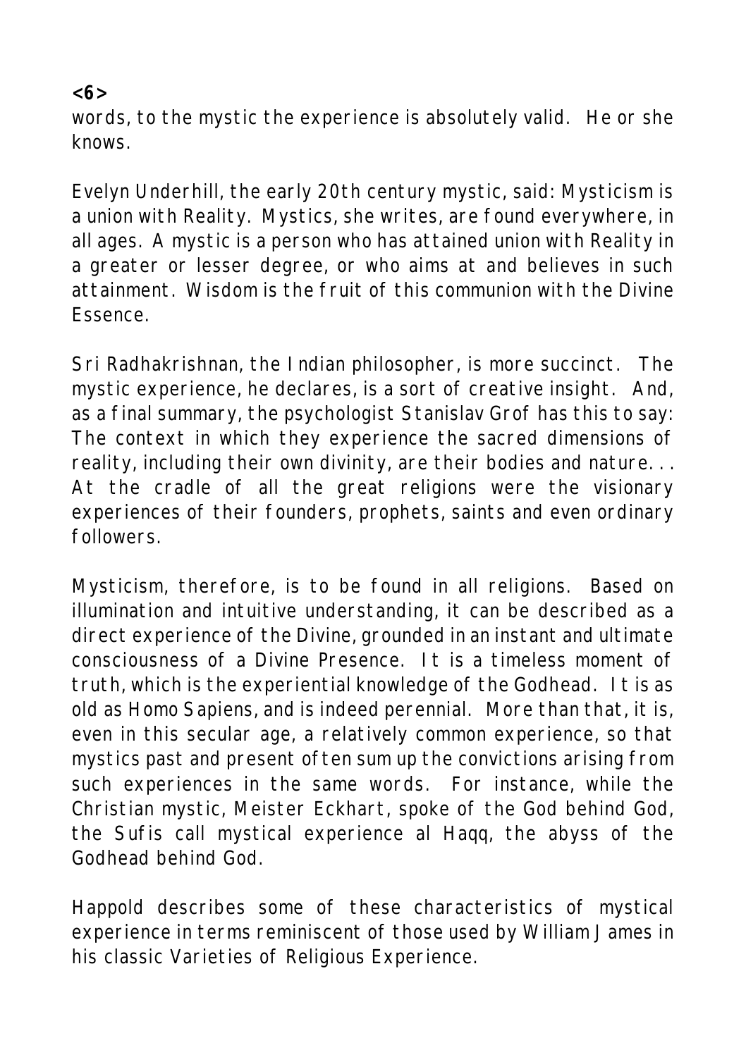words, to the mystic the experience is absolutely valid. He or she knows.

Evelyn Underhill, the early 20th century mystic, said: Mysticism is a union with Reality. Mystics, she writes, are found everywhere, in all ages. A mystic is a person who has attained union with Reality in a greater or lesser degree, or who aims at and believes in such attainment. Wisdom is the fruit of this communion with the Divine Essence.

Sri Radhakrishnan, the Indian philosopher, is more succinct. The mystic experience, he declares, is a sort of creative insight. And, as a final summary, the psychologist Stanislav Grof has this to say: The context in which they experience the sacred dimensions of reality, including their own divinity, are their bodies and nature... At the cradle of all the great religions were the visionary experiences of their founders, prophets, saints and even ordinary followers.

Mysticism, therefore, is to be found in all religions. Based on illumination and intuitive understanding, it can be described as a direct experience of the Divine, grounded in an instant and ultimate consciousness of a Divine Presence. It is a timeless moment of truth, which is the experiential knowledge of the Godhead. It is as old as Homo Sapiens, and is indeed perennial. More than that, it is, even in this secular age, a relatively common experience, so that mystics past and present often sum up the convictions arising from such experiences in the same words. For instance, while the Christian mystic, Meister Eckhart, spoke of the God behind God, the Sufis call mystical experience al Haqq, the abyss of the Godhead behind God.

Happold describes some of these characteristics of mystical experience in terms reminiscent of those used by William James in his classic Varieties of Religious Experience.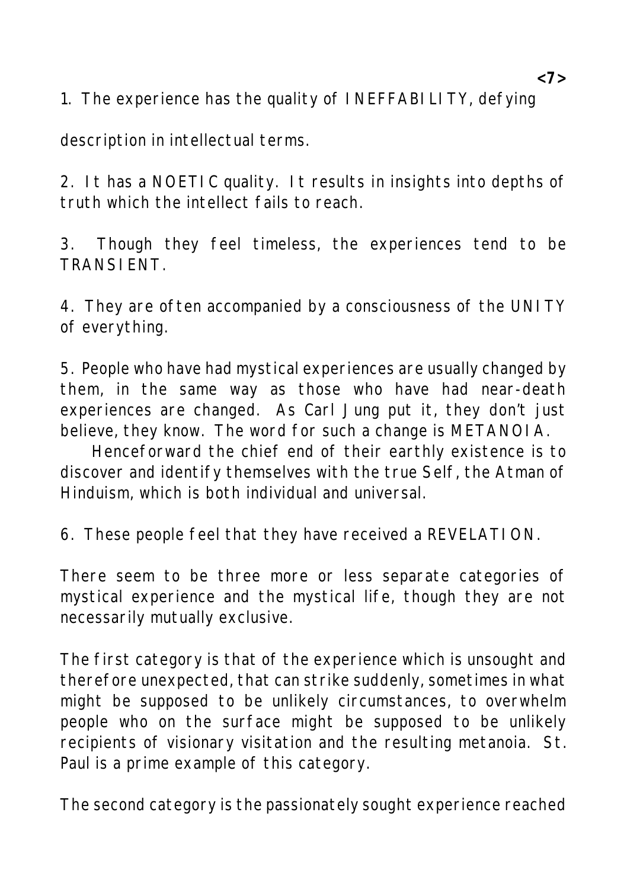1. The experience has the quality of INEFFABILITY, defying description in intellectual terms.

2. It has a NOETIC quality. It results in insights into depths of truth which the intellect fails to reach.

3. Though they feel timeless, the experiences tend to be TRANSIENT.

4. They are often accompanied by a consciousness of the UNITY of everything.

5. People who have had mystical experiences are usually changed by them, in the same way as those who have had near-death experiences are changed. As Carl Jung put it, they don't just believe, they know. The word for such a change is METANOIA.

Henceforward the chief end of their earthly existence is to discover and identify themselves with the true Self, the Atman of Hinduism, which is both individual and universal.

6. These people feel that they have received a REVELATION.

There seem to be three more or less separate categories of mystical experience and the mystical life, though they are not necessarily mutually exclusive.

The first category is that of the experience which is unsought and therefore unexpected, that can strike suddenly, sometimes in what might be supposed to be unlikely circumstances, to overwhelm people who on the surface might be supposed to be unlikely recipients of visionary visitation and the resulting metanoia. St. Paul is a prime example of this category.

The second category is the passionately sought experience reached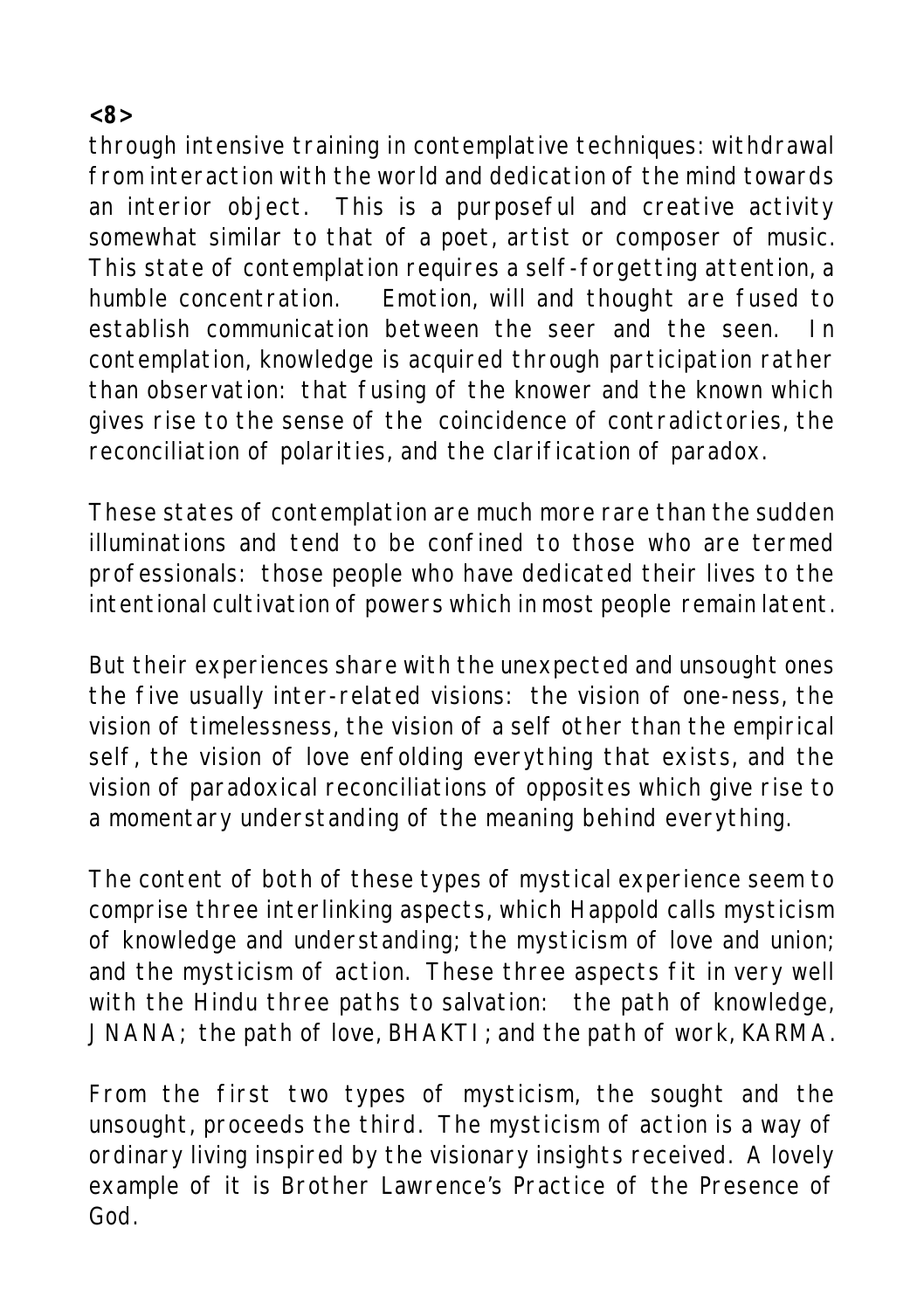through intensive training in contemplative techniques: withdrawal from interaction with the world and dedication of the mind towards an interior object. This is a purposeful and creative activity somewhat similar to that of a poet, artist or composer of music. This state of contemplation requires a self-forgetting attention, a humble concentration. Emotion, will and thought are fused to establish communication between the seer and the seen. In contemplation, knowledge is acquired through participation rather than observation: that fusing of the knower and the known which gives rise to the sense of the coincidence of contradictories, the reconciliation of polarities, and the clarification of paradox.

These states of contemplation are much more rare than the sudden illuminations and tend to be confined to those who are termed professionals: those people who have dedicated their lives to the intentional cultivation of powers which in most people remain latent.

But their experiences share with the unexpected and unsought ones the five usually inter-related visions: the vision of one-ness, the vision of timelessness, the vision of a self other than the empirical self, the vision of love enfolding everything that exists, and the vision of paradoxical reconciliations of opposites which give rise to a momentary understanding of the meaning behind everything.

The content of both of these types of mystical experience seem to comprise three interlinking aspects, which Happold calls mysticism of knowledge and understanding; the mysticism of love and union; and the mysticism of action. These three aspects fit in very well with the Hindu three paths to salvation: the path of knowledge, JNANA; the path of love, BHAKTI; and the path of work, KARMA.

From the first two types of mysticism, the sought and the unsought, proceeds the third. The mysticism of action is a way of ordinary living inspired by the visionary insights received. A lovely example of it is Brother Lawrence's Practice of the Presence of God.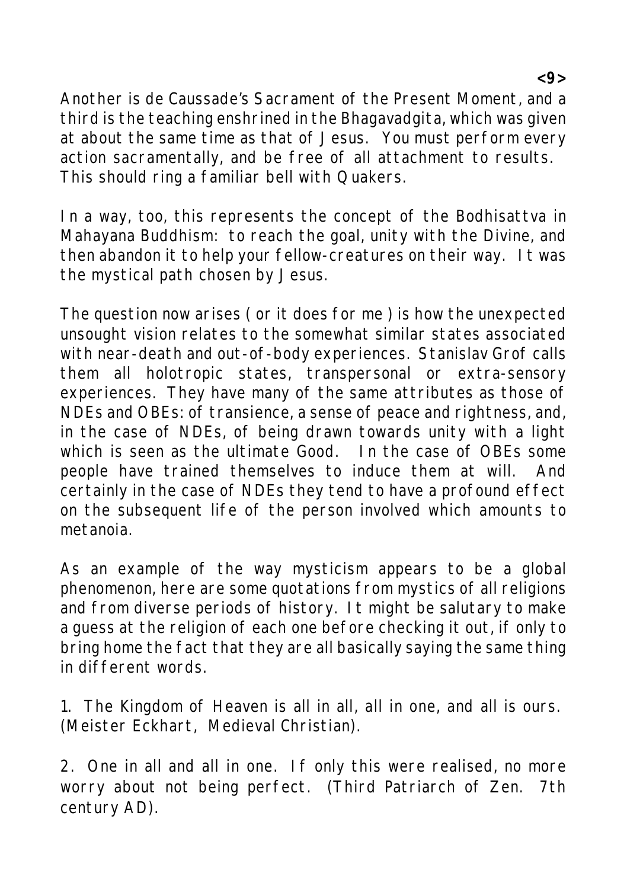Another is de Caussade's Sacrament of the Present Moment, and a third is the teaching enshrined in the Bhagavadgita, which was given at about the same time as that of Jesus. You must perform every action sacramentally, and be free of all attachment to results. This should ring a familiar bell with Quakers.

In a way, too, this represents the concept of the Bodhisattva in Mahayana Buddhism: to reach the goal, unity with the Divine, and then abandon it to help your fellow-creatures on their way. It was the mystical path chosen by Jesus.

The question now arises (or it does for me) is how the unexpected unsought vision relates to the somewhat similar states associated with near-death and out-of-body experiences. Stanislav Grof calls them all holotropic states, transpersonal or extra-sensory experiences. They have many of the same attributes as those of NDEs and OBEs: of transience, a sense of peace and rightness, and, in the case of NDEs, of being drawn towards unity with a light which is seen as the ultimate Good. In the case of OBEs some people have trained themselves to induce them at will. And certainly in the case of NDEs they tend to have a profound effect on the subsequent life of the person involved which amounts to metanoia.

As an example of the way mysticism appears to be a global phenomenon, here are some quotations from mystics of all religions and from diverse periods of history. It might be salutary to make a guess at the religion of each one before checking it out, if only to bring home the fact that they are all basically saying the same thing in different words.

1. The Kingdom of Heaven is all in all, all in one, and all is ours. (Meister Eckhart, Medieval Christian).

2. One in all and all in one. If only this were realised, no more worry about not being perfect. (Third Patriarch of Zen. 7th century AD).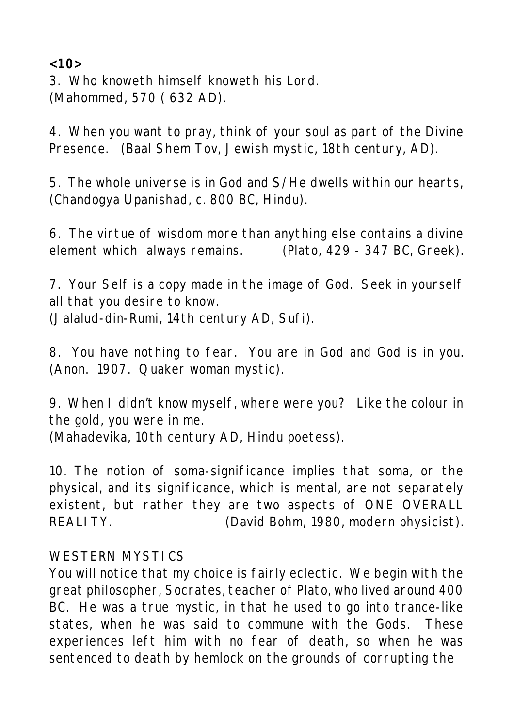3. Who knoweth himself knoweth his Lord.
(Mahommed, 570 ( 632 AD).

4. When you want to pray, think of your soul as part of the Divine Presence. (Baal Shem Tov, Jewish mystic, 18th century, AD).

5. The whole universe is in God and S/He dwells within our hearts, (Chandogya Upanishad, c. 800 BC, Hindu).

6. The virtue of wisdom more than anything else contains a divine element which always remains. (Plato, 429 - 347 BC, Greek).

7. Your Self is a copy made in the image of God. Seek in yourself all that you desire to know.
(Jalalud-din-Rumi, 14th century AD, Sufi).

8. You have nothing to fear. You are in God and God is in you. (Anon. 1907. Quaker woman mystic).

9. When I didn't know myself, where were you? Like the colour in the gold, you were in me.
(Mahadevika, 10th century AD, Hindu poetess).

10. The notion of soma-significance implies that soma, or the physical, and its significance, which is mental, are not separately existent, but rather they are two aspects of ONE OVERALL REALITY. (David Bohm, 1980, modern physicist).

WESTERN MYSTICS

You will notice that my choice is fairly eclectic. We begin with the great philosopher, Socrates, teacher of Plato, who lived around 400 BC. He was a true mystic, in that he used to go into trance-like states, when he was said to commune with the Gods. These experiences left him with no fear of death, so when he was sentenced to death by hemlock on the grounds of corrupting the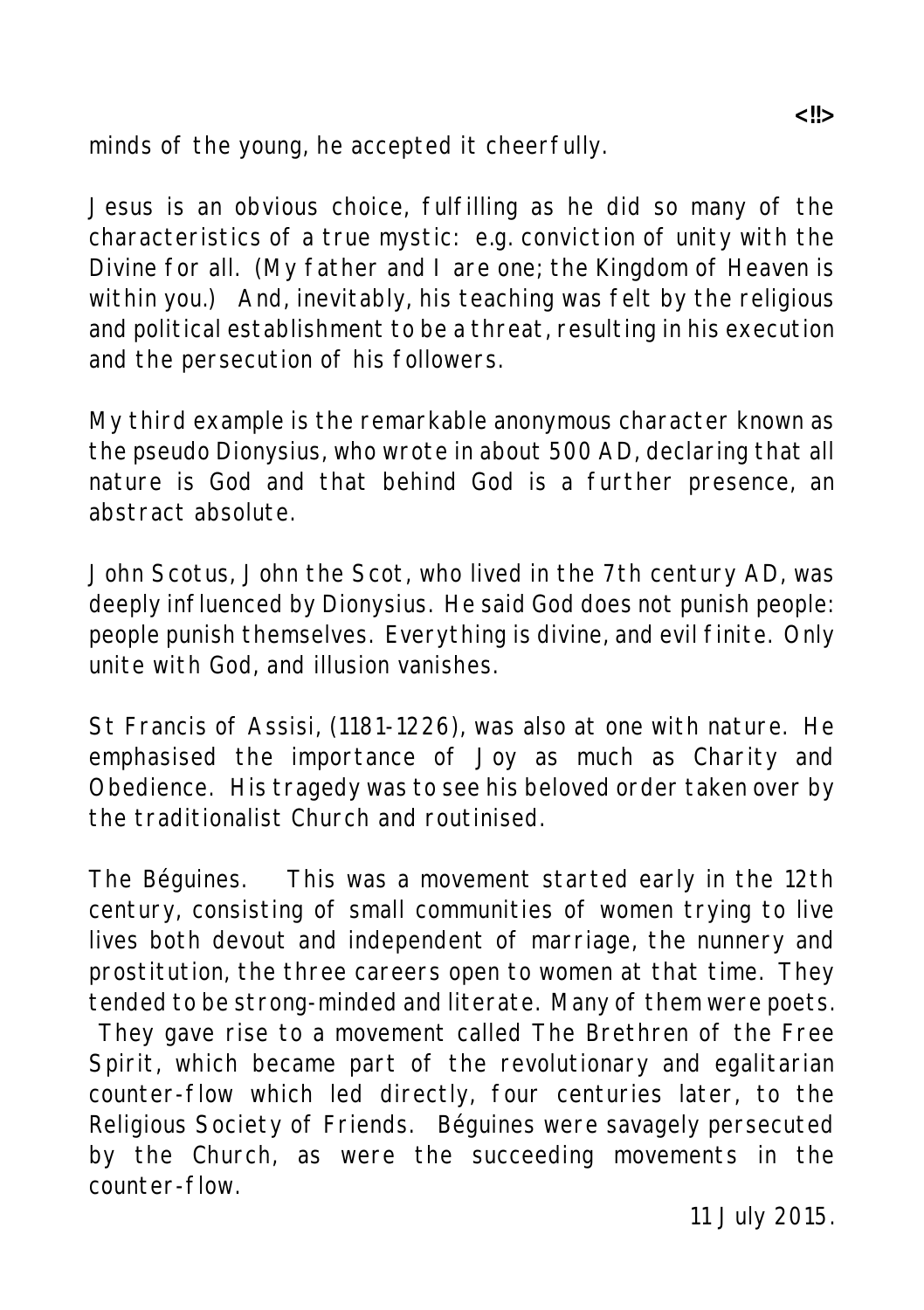minds of the young, he accepted it cheerfully.

Jesus is an obvious choice, fulfilling as he did so many of the characteristics of a true mystic: e.g. conviction of unity with the Divine for all. (My father and I are one; the Kingdom of Heaven is within you.) And, inevitably, his teaching was felt by the religious and political establishment to be a threat, resulting in his execution and the persecution of his followers.

My third example is the remarkable anonymous character known as the pseudo Dionysius, who wrote in about 500 AD, declaring that all nature is God and that behind God is a further presence, an abstract absolute.

John Scotus, John the Scot, who lived in the 7th century AD, was deeply influenced by Dionysius. He said God does not punish people: people punish themselves. Everything is divine, and evil finite. Only unite with God, and illusion vanishes.

St Francis of Assisi, (1181-1226), was also at one with nature. He emphasised the importance of Joy as much as Charity and Obedience. His tragedy was to see his beloved order taken over by the traditionalist Church and routinised.

The Béguines. This was a movement started early in the 12th century, consisting of small communities of women trying to live lives both devout and independent of marriage, the nunnery and prostitution, the three careers open to women at that time. They tended to be strong-minded and literate. Many of them were poets. They gave rise to a movement called The Brethren of the Free Spirit, which became part of the revolutionary and egalitarian counter-flow which led directly, four centuries later, to the Religious Society of Friends. Béguines were savagely persecuted by the Church, as were the succeeding movements in the counter-flow.

11 July 2015.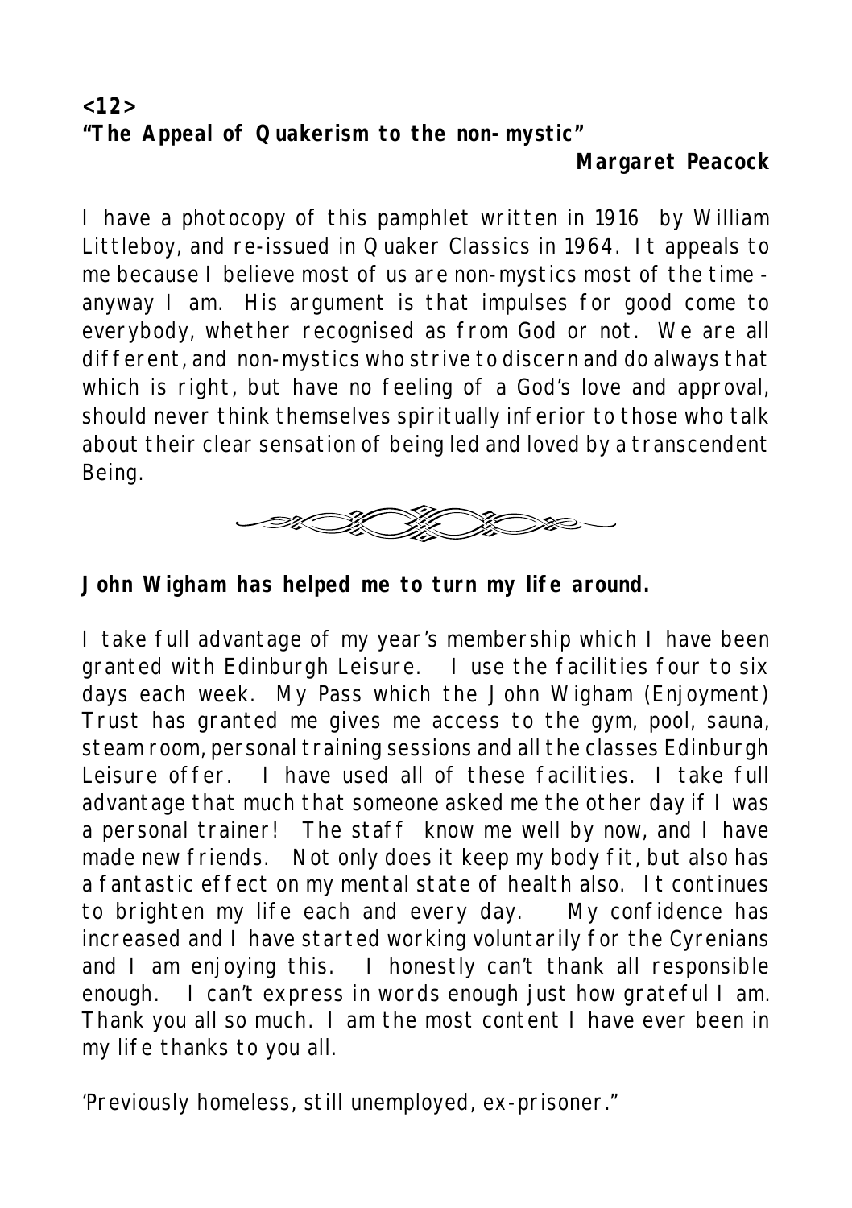**<12>**
**"The Appeal of Quakerism to the non-mystic"**

**Margaret Peacock**

I have a photocopy of this pamphlet written in 1916 by William Littleboy, and re-issued in Quaker Classics in 1964. It appeals to me because I believe most of us are non-mystics most of the time - anyway I am. His argument is that impulses for good come to everybody, whether recognised as from God or not. We are all different, and non-mystics who strive to discern and do always that which is right, but have no feeling of a God's love and approval, should never think themselves spiritually inferior to those who talk about their clear sensation of being led and loved by a transcendent Being.

**John Wigham has helped me to turn my life around.**

I take full advantage of my year's membership which I have been granted with Edinburgh Leisure. I use the facilities four to six days each week. My Pass which the John Wigham (Enjoyment) Trust has granted me gives me access to the gym, pool, sauna, steam room, personal training sessions and all the classes Edinburgh Leisure offer. I have used all of these facilities. I take full advantage that much that someone asked me the other day if I was a personal trainer! The staff know me well by now, and I have made new friends. Not only does it keep my body fit, but also has a fantastic effect on my mental state of health also. It continues to brighten my life each and every day. My confidence has increased and I have started working voluntarily for the Cyrenians and I am enjoying this. I honestly can't thank all responsible enough. I can't express in words enough just how grateful I am. Thank you all so much. I am the most content I have ever been in my life thanks to you all.

'Previously homeless, still unemployed, ex-prisoner."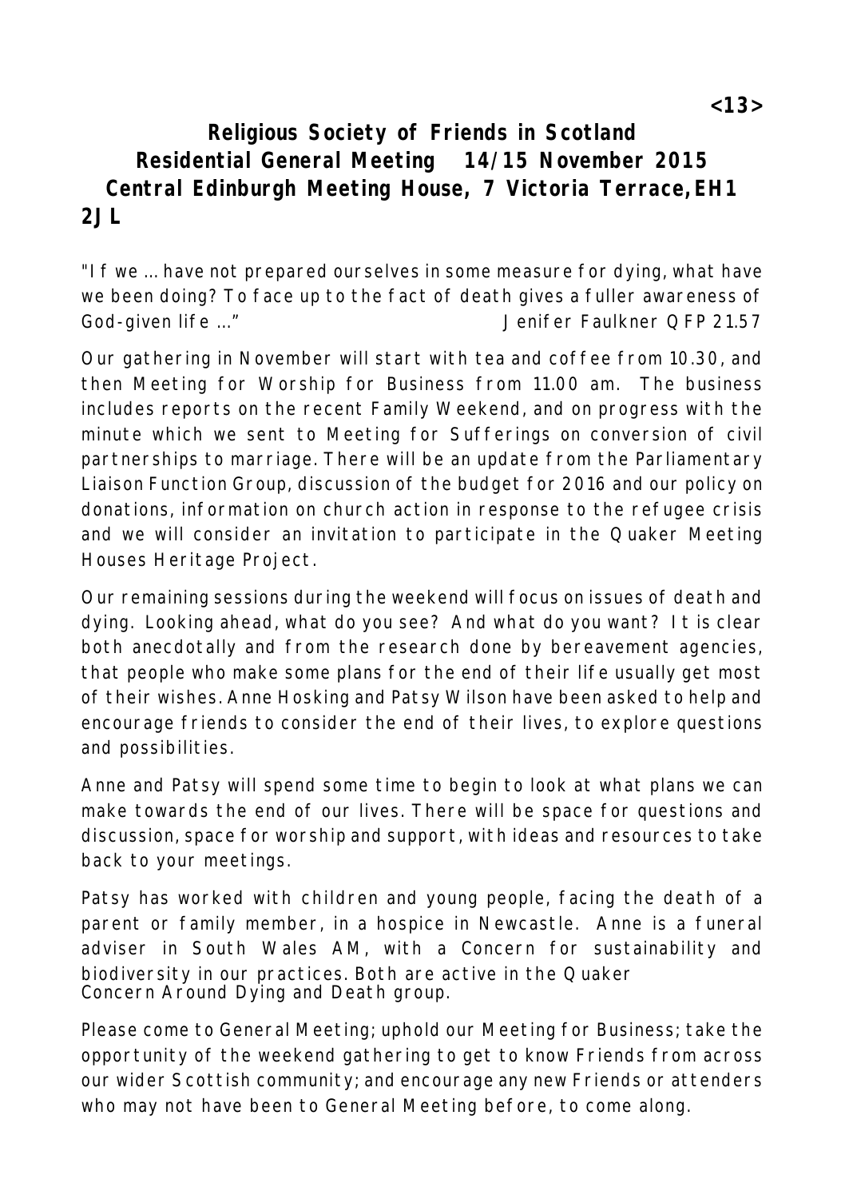## Religious Society of Friends in Scotland
## Residential General Meeting 14/15 November 2015
## Central Edinburgh Meeting House, 7 Victoria Terrace, EH1 2JL

"If we … have not prepared ourselves in some measure for dying, what have we been doing? To face up to the fact of death gives a fuller awareness of God-given life …" Jenifer Faulkner QFP 21.57

Our gathering in November will start with tea and coffee from 10.30, and then Meeting for Worship for Business from 11.00 am. The business includes reports on the recent Family Weekend, and on progress with the minute which we sent to Meeting for Sufferings on conversion of civil partnerships to marriage. There will be an update from the Parliamentary Liaison Function Group, discussion of the budget for 2016 and our policy on donations, information on church action in response to the refugee crisis and we will consider an invitation to participate in the Quaker Meeting Houses Heritage Project.

Our remaining sessions during the weekend will focus on issues of death and dying. Looking ahead, what do you see? And what do you want? It is clear both anecdotally and from the research done by bereavement agencies, that people who make some plans for the end of their life usually get most of their wishes. Anne Hosking and Patsy Wilson have been asked to help and encourage friends to consider the end of their lives, to explore questions and possibilities.

Anne and Patsy will spend some time to begin to look at what plans we can make towards the end of our lives. There will be space for questions and discussion, space for worship and support, with ideas and resources to take back to your meetings.

Patsy has worked with children and young people, facing the death of a parent or family member, in a hospice in Newcastle. Anne is a funeral adviser in South Wales AM, with a Concern for sustainability and biodiversity in our practices. Both are active in the Quaker Concern Around Dying and Death group.

Please come to General Meeting; uphold our Meeting for Business; take the opportunity of the weekend gathering to get to know Friends from across our wider Scottish community; and encourage any new Friends or attenders who may not have been to General Meeting before, to come along.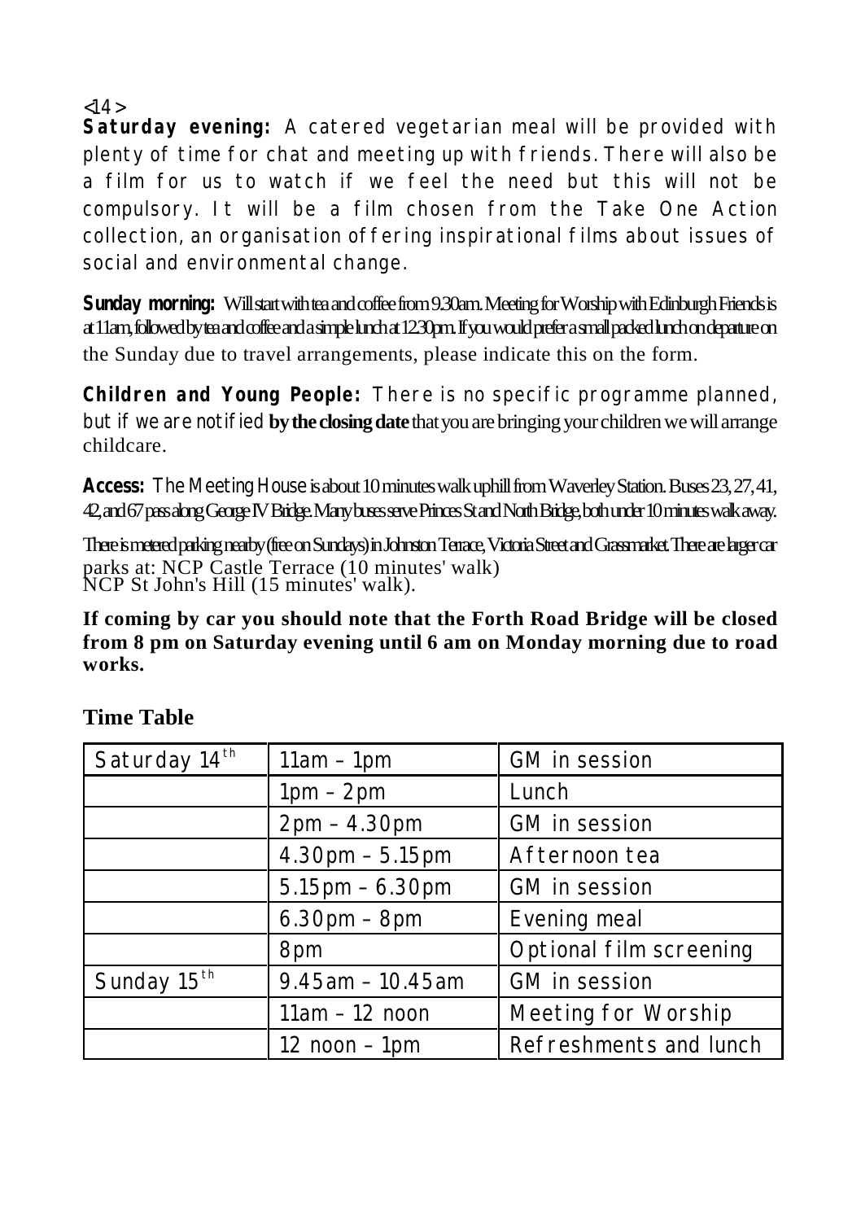**Saturday evening:** A catered vegetarian meal will be provided with plenty of time for chat and meeting up with friends. There will also be a film for us to watch if we feel the need but this will not be compulsory. It will be a film chosen from the Take One Action collection, an organisation offering inspirational films about issues of social and environmental change.

**Sunday morning:** Will start with tea and coffee from 9.30am. Meeting for Worship with Edinburgh Friends is at 11am, followed by tea and coffee and a simple lunch at 12.30pm. If you would prefer a small packed lunch on departure on the Sunday due to travel arrangements, please indicate this on the form.

**Children and Young People:** There is no specific programme planned, but if we are notified **by the closing date** that you are bringing your children we will arrange childcare.

**Access:** The Meeting House is about 10 minutes walk uphill from Waverley Station. Buses 23, 27, 41, 42, and 67 pass along George IV Bridge. Many buses serve Princes St and North Bridge, both under 10 minutes walk away.

There is metered parking nearby (free on Sundays) in Johnston Terrace, Victoria Street and Grassmarket. There are larger car parks at: NCP Castle Terrace (10 minutes' walk)
NCP St John's Hill (15 minutes' walk).

**If coming by car you should note that the Forth Road Bridge will be closed from 8 pm on Saturday evening until 6 am on Monday morning due to road works.**

## Time Table

| | | |
|---|---|---|
| Saturday 14th | 11am – 1pm | GM in session |
| | 1pm – 2pm | Lunch |
| | 2pm – 4.30pm | GM in session |
| | 4.30pm – 5.15pm | Afternoon tea |
| | 5.15pm – 6.30pm | GM in session |
| | 6.30pm – 8pm | Evening meal |
| | 8pm | Optional film screening |
| Sunday 15th | 9.45am – 10.45am | GM in session |
| | 11am – 12 noon | Meeting for Worship |
| | 12 noon – 1pm | Refreshments and lunch |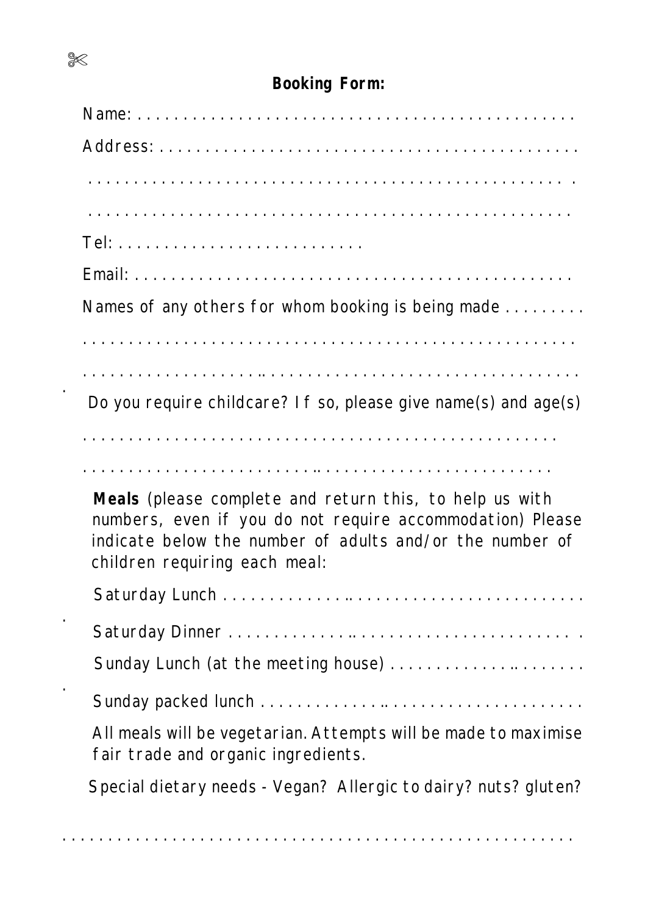✄

**Booking Form:**

Name: . . . . . . . . . . . . . . . . . . . . . . . . . . . . . . . . . . . . . . . . . . . . . . .

Address: . . . . . . . . . . . . . . . . . . . . . . . . . . . . . . . . . . . . . . . . . . . . .

. . . . . . . . . . . . . . . . . . . . . . . . . . . . . . . . . . . . . . . . . . . . . . . . .

. . . . . . . . . . . . . . . . . . . . . . . . . . . . . . . . . . . . . . . . . . . . . . . .

Tel: . . . . . . . . . . . . . . . . . . . . . . . . . . . .

Email: . . . . . . . . . . . . . . . . . . . . . . . . . . . . . . . . . . . . . . . . . . . . . . .

Names of any others for whom booking is being made . . . . . . . . .

. . . . . . . . . . . . . . . . . . . . . . . . . . . . . . . . . . . . . . . . . . . . . . . . .

. . . . . . . . . . . . . . . . . . . . . . . . . . . . . . . . . . . . . . . . . . . . . . . . .

Do you require childcare? If so, please give name(s) and age(s)

. . . . . . . . . . . . . . . . . . . . . . . . . . . . . . . . . . . . . . . . . . . . . . .

. . . . . . . . . . . . . . . . . . . . . . . . . . . . . . . . . . . . . . . . . . . . . . .

**Meals** (please complete and return this, to help us with numbers, even if you do not require accommodation) Please indicate below the number of adults and/or the number of children requiring each meal:

Saturday Lunch . . . . . . . . . . . . . . . . . . . . . . . . . . . . . . . . . . . . . . . .

Saturday Dinner . . . . . . . . . . . . . . . . . . . . . . . . . . . . . . . . . . . . . . .

Sunday Lunch (at the meeting house) . . . . . . . . . . . . . . . . . . . . . .

Sunday packed lunch . . . . . . . . . . . . . . . . . . . . . . . . . . . . . . . . . . . .

All meals will be vegetarian. Attempts will be made to maximise fair trade and organic ingredients.

Special dietary needs - Vegan? Allergic to dairy? nuts? gluten?

. . . . . . . . . . . . . . . . . . . . . . . . . . . . . . . . . . . . . . . . . . . . . . . . . .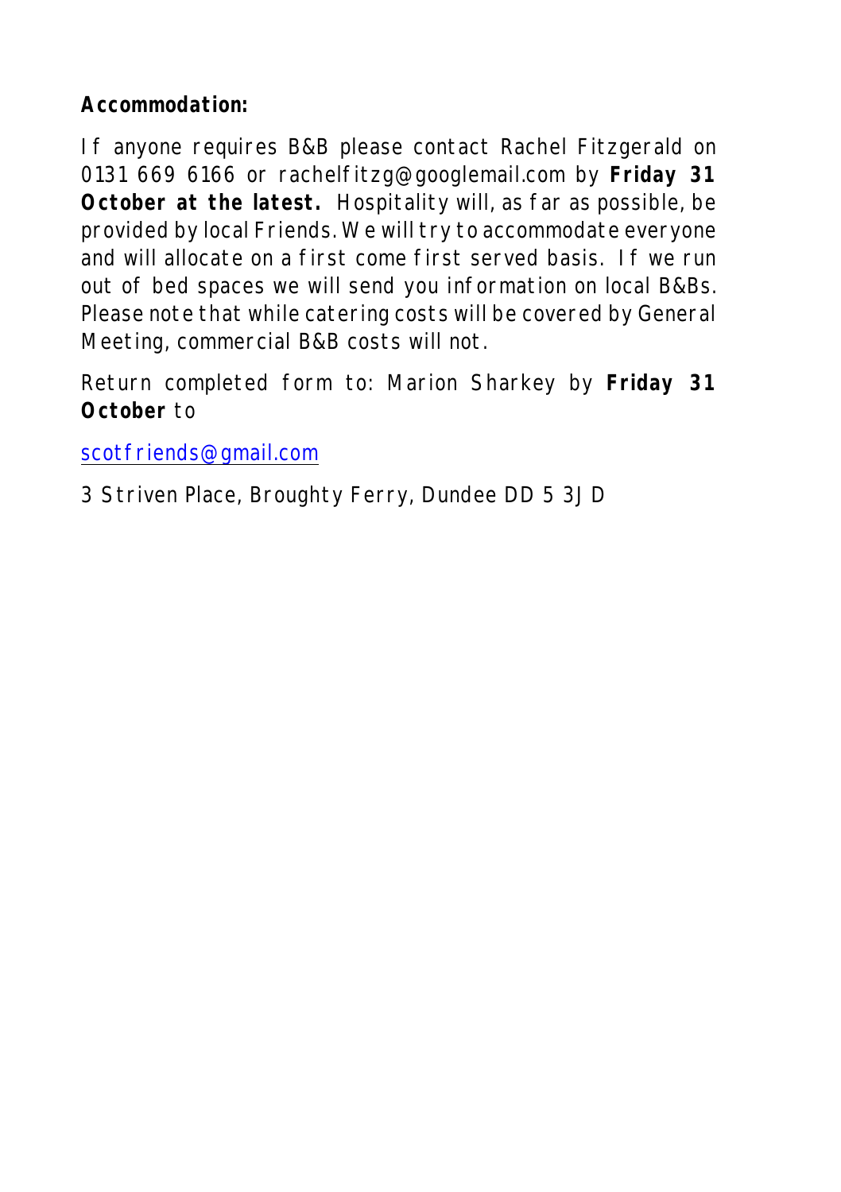**Accommodation:**

If anyone requires B&B please contact Rachel Fitzgerald on 0131 669 6166 or rachelfitzg@googlemail.com by **Friday 31 October at the latest.** Hospitality will, as far as possible, be provided by local Friends. We will try to accommodate everyone and will allocate on a first come first served basis. If we run out of bed spaces we will send you information on local B&Bs. Please note that while catering costs will be covered by General Meeting, commercial B&B costs will not.

Return completed form to: Marion Sharkey by **Friday 31 October** to

scotfriends@gmail.com

3 Striven Place, Broughty Ferry, Dundee DD5 3JD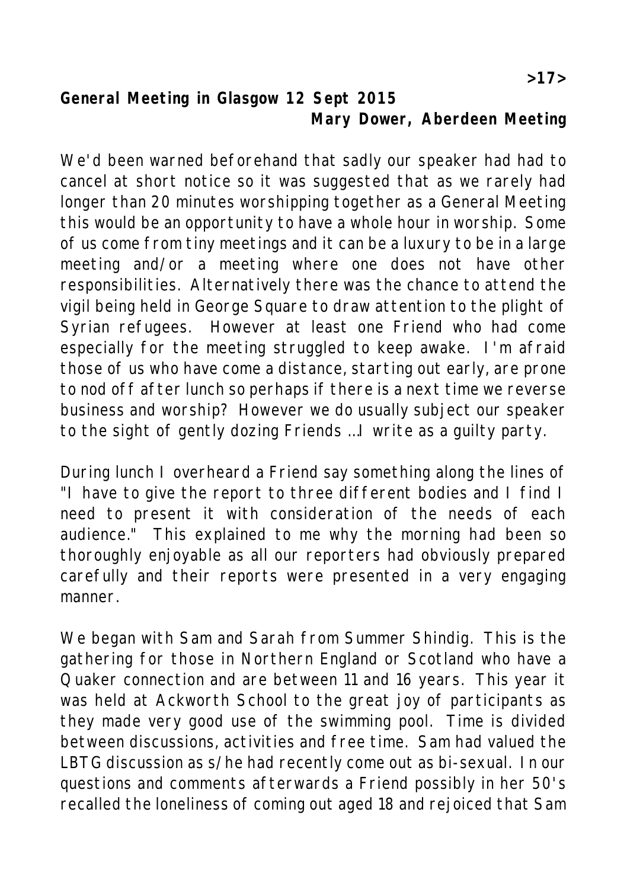**General Meeting in Glasgow 12 Sept 2015**

**Mary Dower, Aberdeen Meeting**

We'd been warned beforehand that sadly our speaker had had to cancel at short notice so it was suggested that as we rarely had longer than 20 minutes worshipping together as a General Meeting this would be an opportunity to have a whole hour in worship. Some of us come from tiny meetings and it can be a luxury to be in a large meeting and/or a meeting where one does not have other responsibilities. Alternatively there was the chance to attend the vigil being held in George Square to draw attention to the plight of Syrian refugees. However at least one Friend who had come especially for the meeting struggled to keep awake. I'm afraid those of us who have come a distance, starting out early, are prone to nod off after lunch so perhaps if there is a next time we reverse business and worship? However we do usually subject our speaker to the sight of gently dozing Friends …I write as a guilty party.

During lunch I overheard a Friend say something along the lines of "I have to give the report to three different bodies and I find I need to present it with consideration of the needs of each audience." This explained to me why the morning had been so thoroughly enjoyable as all our reporters had obviously prepared carefully and their reports were presented in a very engaging manner.

We began with Sam and Sarah from Summer Shindig. This is the gathering for those in Northern England or Scotland who have a Quaker connection and are between 11 and 16 years. This year it was held at Ackworth School to the great joy of participants as they made very good use of the swimming pool. Time is divided between discussions, activities and free time. Sam had valued the LBTG discussion as s/he had recently come out as bi-sexual. In our questions and comments afterwards a Friend possibly in her 50's recalled the loneliness of coming out aged 18 and rejoiced that Sam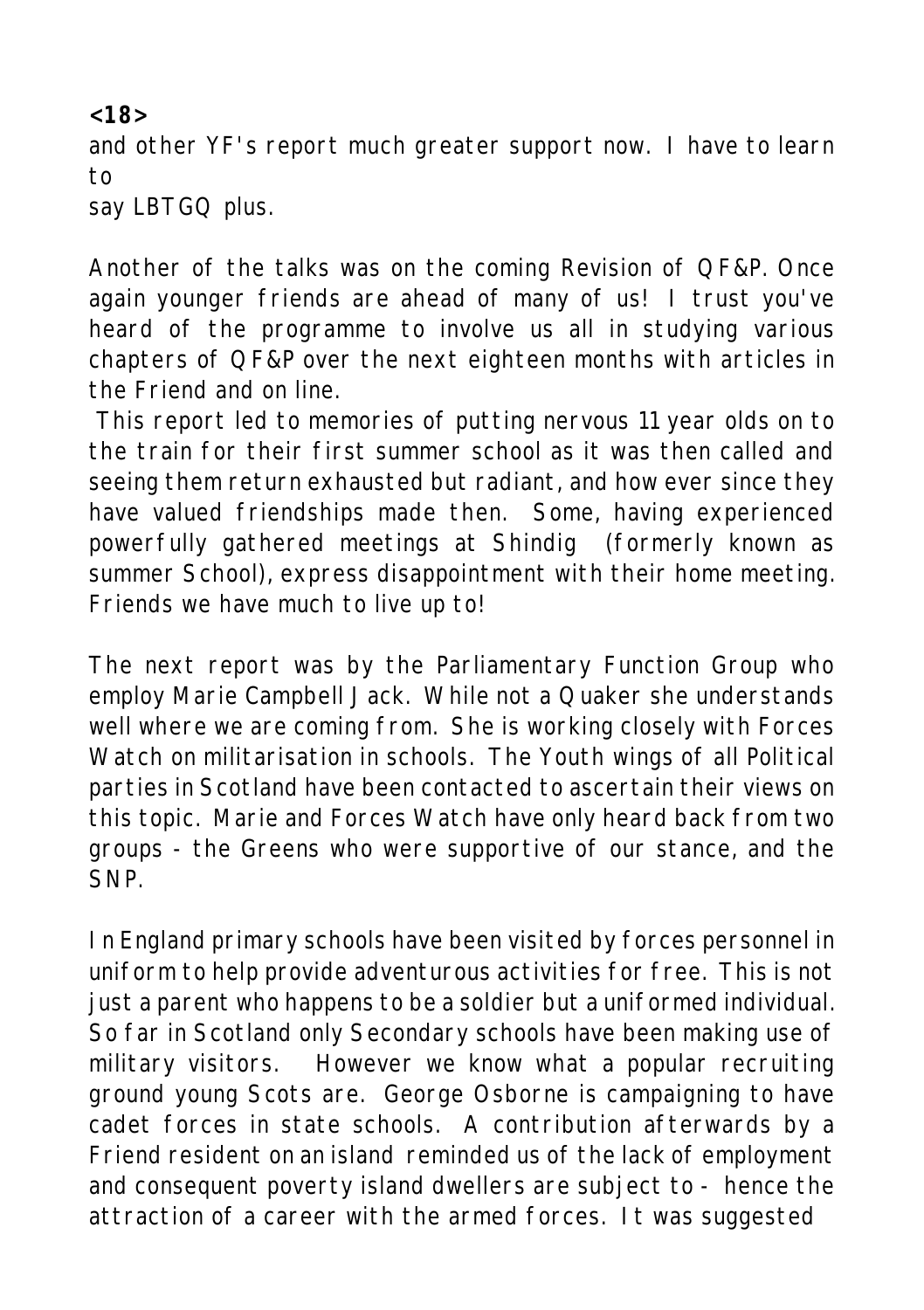and other YF's report much greater support now. I have to learn to say LBTGQ plus.

Another of the talks was on the coming Revision of QF&P. Once again younger friends are ahead of many of us! I trust you've heard of the programme to involve us all in studying various chapters of QF&P over the next eighteen months with articles in the Friend and on line.

This report led to memories of putting nervous 11 year olds on to the train for their first summer school as it was then called and seeing them return exhausted but radiant, and how ever since they have valued friendships made then. Some, having experienced powerfully gathered meetings at Shindig (formerly known as summer School), express disappointment with their home meeting. Friends we have much to live up to!

The next report was by the Parliamentary Function Group who employ Marie Campbell Jack. While not a Quaker she understands well where we are coming from. She is working closely with Forces Watch on militarisation in schools. The Youth wings of all Political parties in Scotland have been contacted to ascertain their views on this topic. Marie and Forces Watch have only heard back from two groups - the Greens who were supportive of our stance, and the SNP.

In England primary schools have been visited by forces personnel in uniform to help provide adventurous activities for free. This is not just a parent who happens to be a soldier but a uniformed individual. So far in Scotland only Secondary schools have been making use of military visitors. However we know what a popular recruiting ground young Scots are. George Osborne is campaigning to have cadet forces in state schools. A contribution afterwards by a Friend resident on an island reminded us of the lack of employment and consequent poverty island dwellers are subject to - hence the attraction of a career with the armed forces. It was suggested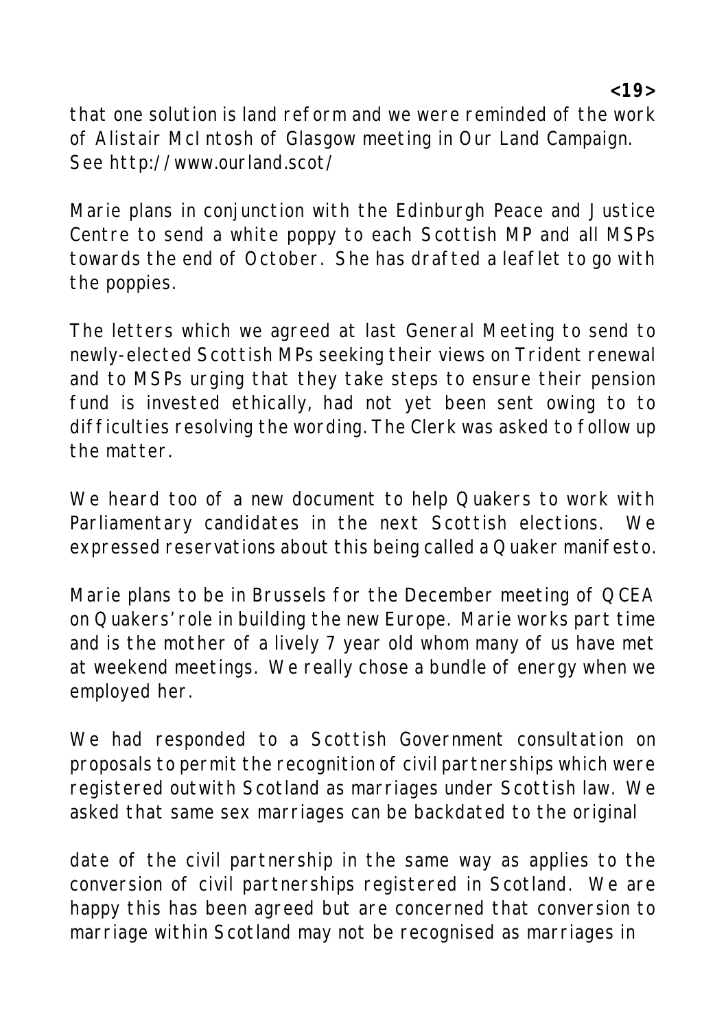that one solution is land reform and we were reminded of the work of Alistair McIntosh of Glasgow meeting in Our Land Campaign. See http://www.ourland.scot/

Marie plans in conjunction with the Edinburgh Peace and Justice Centre to send a white poppy to each Scottish MP and all MSPs towards the end of October. She has drafted a leaflet to go with the poppies.

The letters which we agreed at last General Meeting to send to newly-elected Scottish MPs seeking their views on Trident renewal and to MSPs urging that they take steps to ensure their pension fund is invested ethically, had not yet been sent owing to to difficulties resolving the wording. The Clerk was asked to follow up the matter.

We heard too of a new document to help Quakers to work with Parliamentary candidates in the next Scottish elections. We expressed reservations about this being called a Quaker manifesto.

Marie plans to be in Brussels for the December meeting of QCEA on Quakers' role in building the new Europe. Marie works part time and is the mother of a lively 7 year old whom many of us have met at weekend meetings. We really chose a bundle of energy when we employed her.

We had responded to a Scottish Government consultation on proposals to permit the recognition of civil partnerships which were registered outwith Scotland as marriages under Scottish law. We asked that same sex marriages can be backdated to the original date of the civil partnership in the same way as applies to the conversion of civil partnerships registered in Scotland. We are happy this has been agreed but are concerned that conversion to marriage within Scotland may not be recognised as marriages in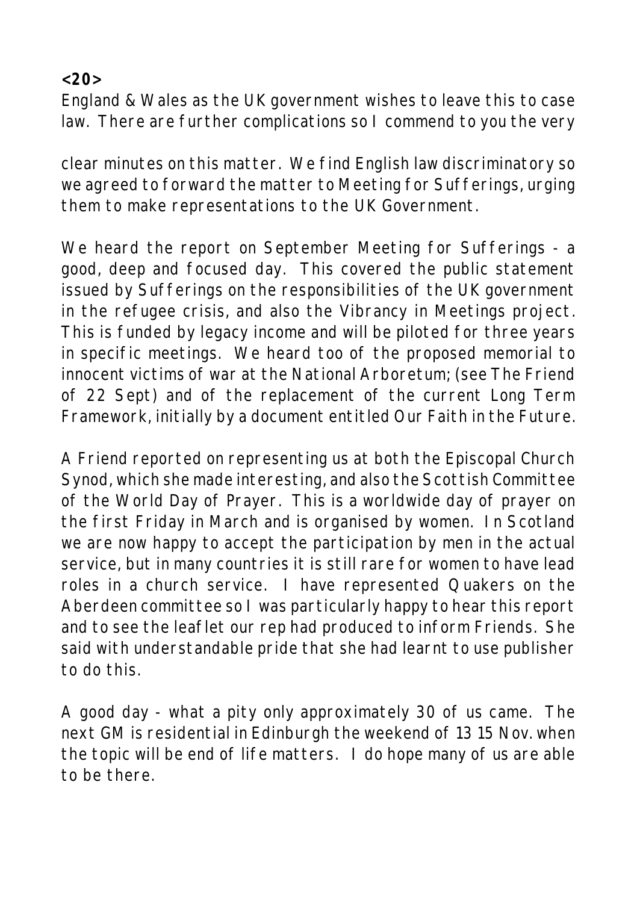England & Wales as the UK government wishes to leave this to case law. There are further complications so I commend to you the very

clear minutes on this matter. We find English law discriminatory so we agreed to forward the matter to Meeting for Sufferings, urging them to make representations to the UK Government.

We heard the report on September Meeting for Sufferings - a good, deep and focused day. This covered the public statement issued by Sufferings on the responsibilities of the UK government in the refugee crisis, and also the Vibrancy in Meetings project. This is funded by legacy income and will be piloted for three years in specific meetings. We heard too of the proposed memorial to innocent victims of war at the National Arboretum; (see The Friend of 22 Sept) and of the replacement of the current Long Term Framework, initially by a document entitled Our Faith in the Future.

A Friend reported on representing us at both the Episcopal Church Synod, which she made interesting, and also the Scottish Committee of the World Day of Prayer. This is a worldwide day of prayer on the first Friday in March and is organised by women. In Scotland we are now happy to accept the participation by men in the actual service, but in many countries it is still rare for women to have lead roles in a church service. I have represented Quakers on the Aberdeen committee so I was particularly happy to hear this report and to see the leaflet our rep had produced to inform Friends. She said with understandable pride that she had learnt to use publisher to do this.

A good day - what a pity only approximately 30 of us came. The next GM is residential in Edinburgh the weekend of 13 15 Nov. when the topic will be end of life matters. I do hope many of us are able to be there.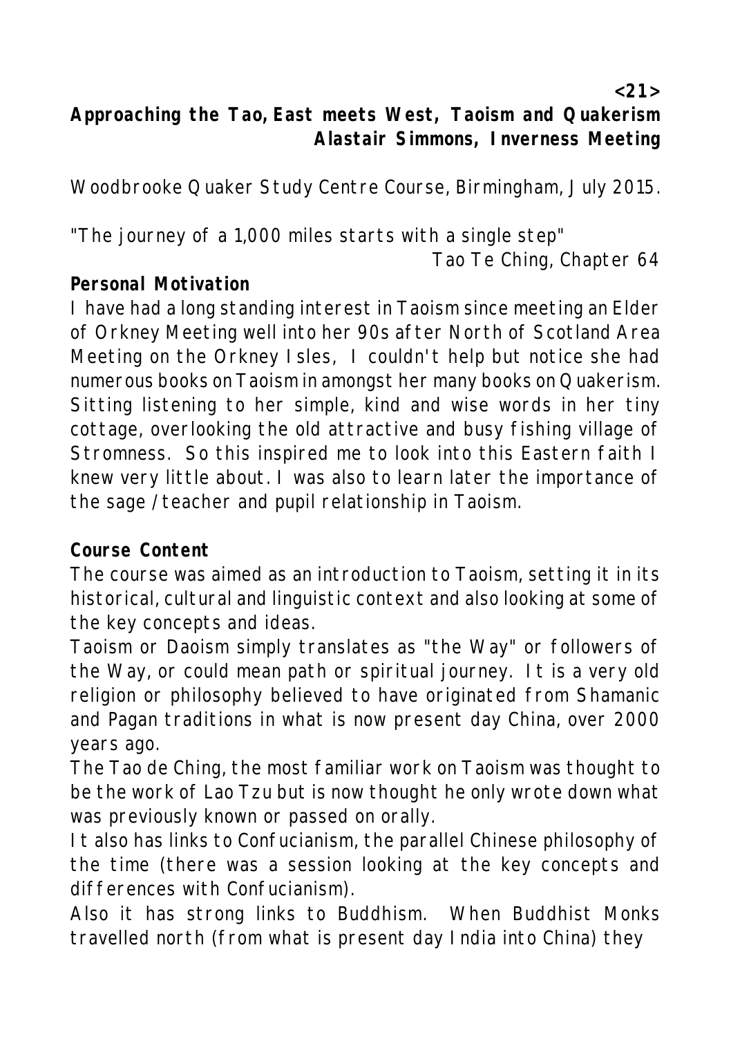## Approaching the Tao, East meets West, Taoism and Quakerism

**Alastair Simmons, Inverness Meeting**

Woodbrooke Quaker Study Centre Course, Birmingham, July 2015.

"The journey of a 1,000 miles starts with a single step"

Tao Te Ching, Chapter 64

**Personal Motivation**

I have had a long standing interest in Taoism since meeting an Elder of Orkney Meeting well into her 90s after North of Scotland Area Meeting on the Orkney Isles, I couldn't help but notice she had numerous books on Taoism in amongst her many books on Quakerism. Sitting listening to her simple, kind and wise words in her tiny cottage, overlooking the old attractive and busy fishing village of Stromness. So this inspired me to look into this Eastern faith I knew very little about. I was also to learn later the importance of the sage /teacher and pupil relationship in Taoism.

**Course Content**

The course was aimed as an introduction to Taoism, setting it in its historical, cultural and linguistic context and also looking at some of the key concepts and ideas.

Taoism or Daoism simply translates as "the Way" or followers of the Way, or could mean path or spiritual journey. It is a very old religion or philosophy believed to have originated from Shamanic and Pagan traditions in what is now present day China, over 2000 years ago.

The Tao de Ching, the most familiar work on Taoism was thought to be the work of Lao Tzu but is now thought he only wrote down what was previously known or passed on orally.

It also has links to Confucianism, the parallel Chinese philosophy of the time (there was a session looking at the key concepts and differences with Confucianism).

Also it has strong links to Buddhism. When Buddhist Monks travelled north (from what is present day India into China) they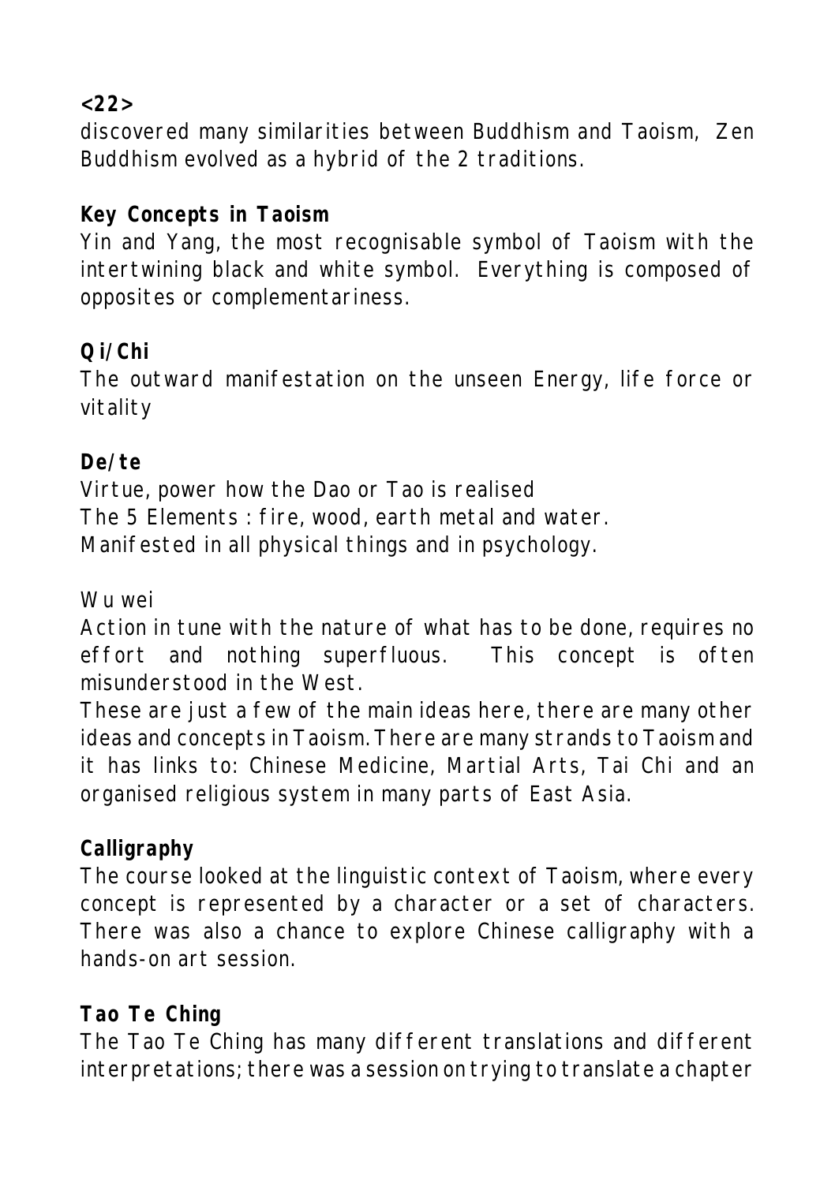discovered many similarities between Buddhism and Taoism, Zen Buddhism evolved as a hybrid of the 2 traditions.

**Key Concepts in Taoism**

Yin and Yang, the most recognisable symbol of Taoism with the intertwining black and white symbol. Everything is composed of opposites or complementariness.

**Qi/Chi**

The outward manifestation on the unseen Energy, life force or vitality

**De/te**

Virtue, power how the Dao or Tao is realised
The 5 Elements : fire, wood, earth metal and water.
Manifested in all physical things and in psychology.

Wu wei

Action in tune with the nature of what has to be done, requires no effort and nothing superfluous. This concept is often misunderstood in the West.

These are just a few of the main ideas here, there are many other ideas and concepts in Taoism. There are many strands to Taoism and it has links to: Chinese Medicine, Martial Arts, Tai Chi and an organised religious system in many parts of East Asia.

**Calligraphy**

The course looked at the linguistic context of Taoism, where every concept is represented by a character or a set of characters. There was also a chance to explore Chinese calligraphy with a hands-on art session.

**Tao Te Ching**

The Tao Te Ching has many different translations and different interpretations; there was a session on trying to translate a chapter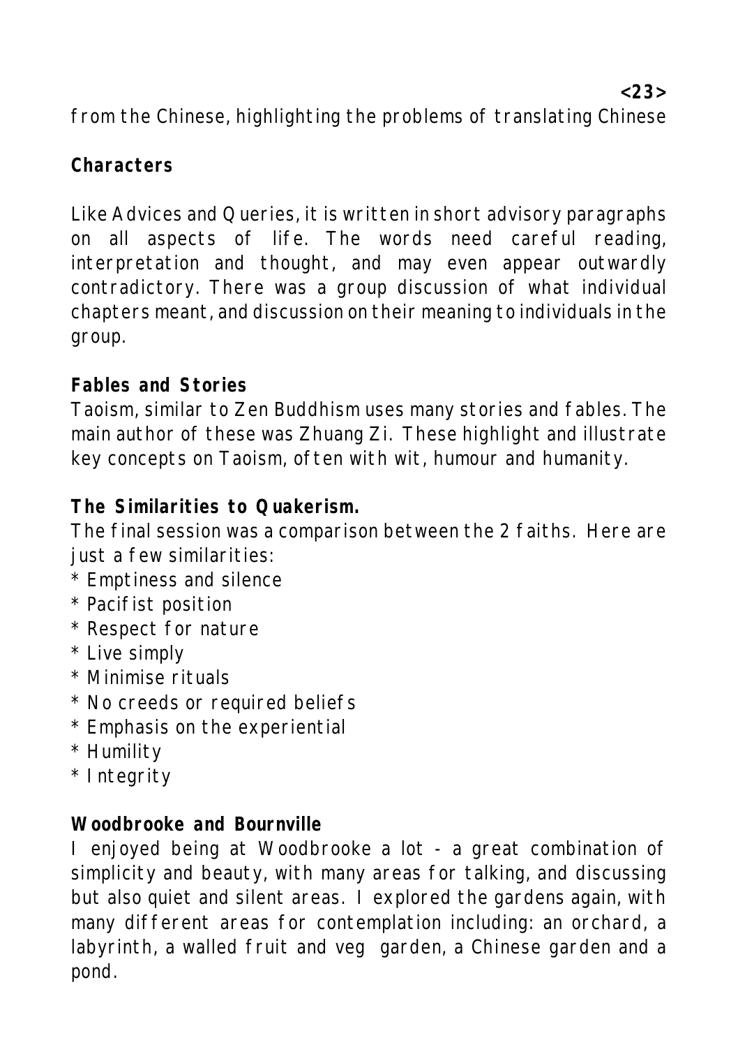from the Chinese, highlighting the problems of translating Chinese

**Characters**

Like Advices and Queries, it is written in short advisory paragraphs on all aspects of life. The words need careful reading, interpretation and thought, and may even appear outwardly contradictory. There was a group discussion of what individual chapters meant, and discussion on their meaning to individuals in the group.

**Fables and Stories**

Taoism, similar to Zen Buddhism uses many stories and fables. The main author of these was Zhuang Zi. These highlight and illustrate key concepts on Taoism, often with wit, humour and humanity.

**The Similarities to Quakerism.**

The final session was a comparison between the 2 faiths. Here are just a few similarities:

* Emptiness and silence
* Pacifist position
* Respect for nature
* Live simply
* Minimise rituals
* No creeds or required beliefs
* Emphasis on the experiential
* Humility
* Integrity

**Woodbrooke and Bournville**

I enjoyed being at Woodbrooke a lot - a great combination of simplicity and beauty, with many areas for talking, and discussing but also quiet and silent areas. I explored the gardens again, with many different areas for contemplation including: an orchard, a labyrinth, a walled fruit and veg garden, a Chinese garden and a pond.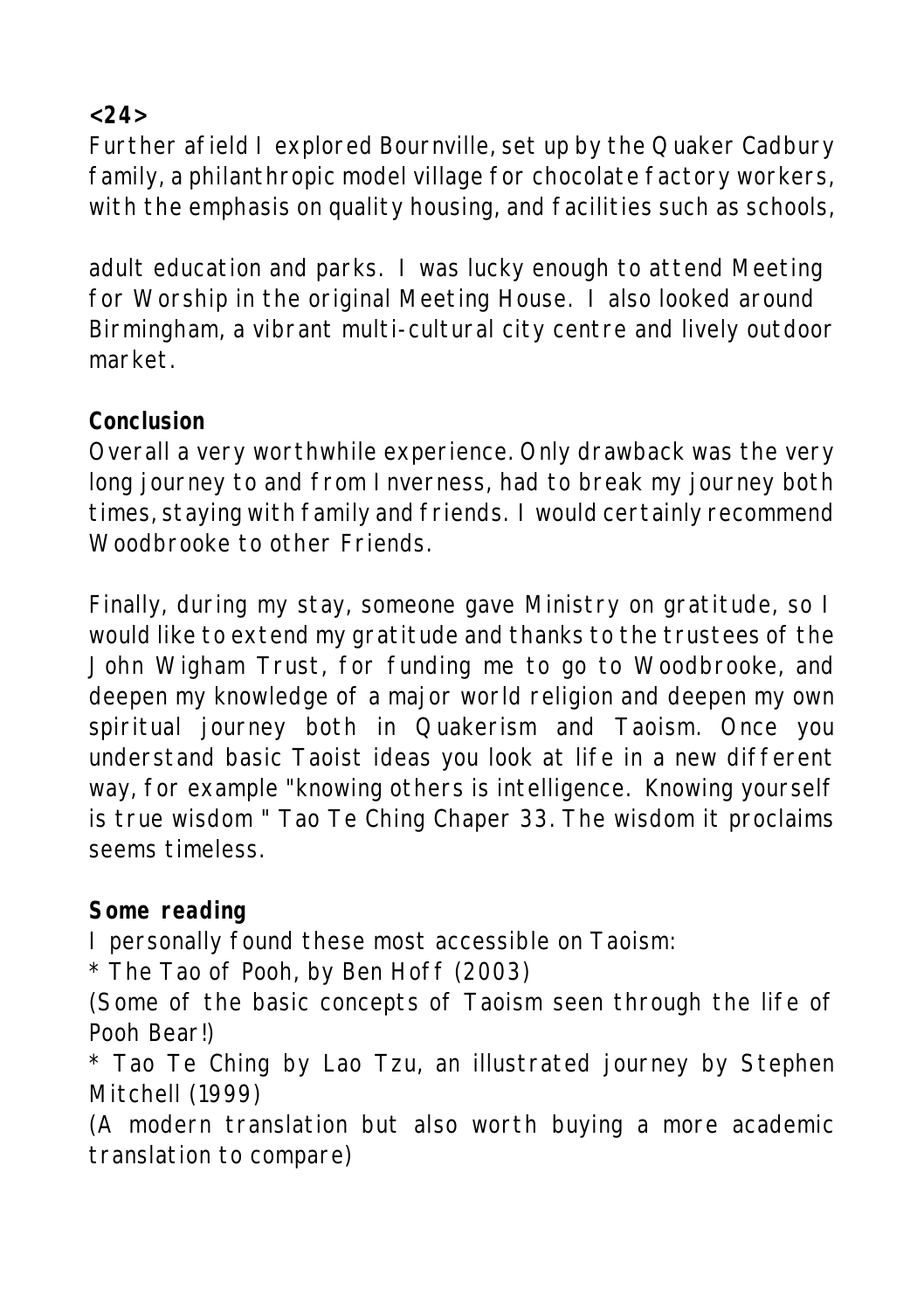**<24>**

Further afield I explored Bournville, set up by the Quaker Cadbury family, a philanthropic model village for chocolate factory workers, with the emphasis on quality housing, and facilities such as schools,

adult education and parks. I was lucky enough to attend Meeting for Worship in the original Meeting House. I also looked around Birmingham, a vibrant multi-cultural city centre and lively outdoor market.

**Conclusion**

Overall a very worthwhile experience. Only drawback was the very long journey to and from Inverness, had to break my journey both times, staying with family and friends. I would certainly recommend Woodbrooke to other Friends.

Finally, during my stay, someone gave Ministry on gratitude, so I would like to extend my gratitude and thanks to the trustees of the John Wigham Trust, for funding me to go to Woodbrooke, and deepen my knowledge of a major world religion and deepen my own spiritual journey both in Quakerism and Taoism. Once you understand basic Taoist ideas you look at life in a new different way, for example "knowing others is intelligence. Knowing yourself is true wisdom " Tao Te Ching Chaper 33. The wisdom it proclaims seems timeless.

**Some reading**

I personally found these most accessible on Taoism:

* The Tao of Pooh, by Ben Hoff (2003)
(Some of the basic concepts of Taoism seen through the life of Pooh Bear!)

* Tao Te Ching by Lao Tzu, an illustrated journey by Stephen Mitchell (1999)
(A modern translation but also worth buying a more academic translation to compare)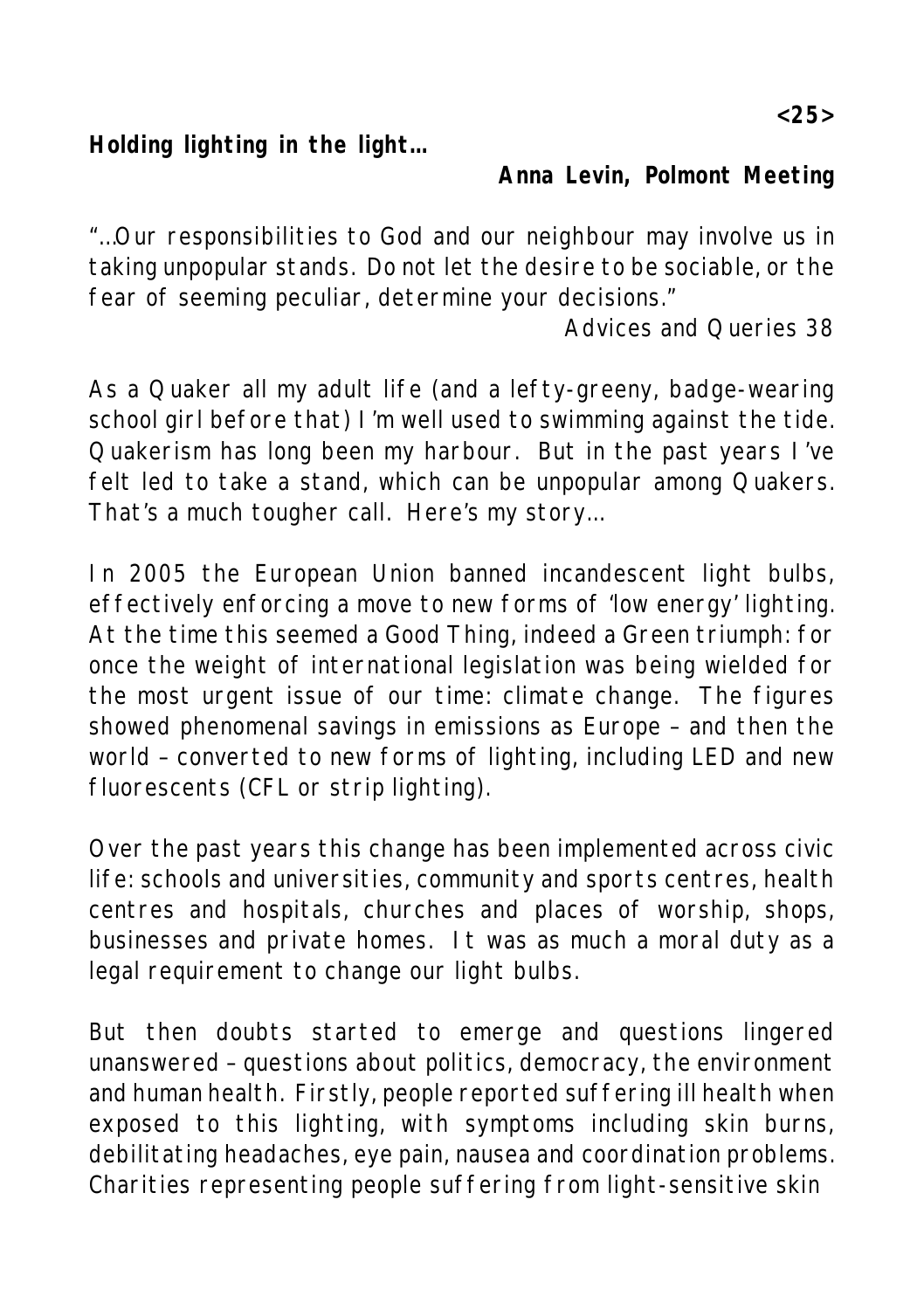**Holding lighting in the light…**

**Anna Levin, Polmont Meeting**

"…Our responsibilities to God and our neighbour may involve us in taking unpopular stands. Do not let the desire to be sociable, or the fear of seeming peculiar, determine your decisions."

Advices and Queries 38

As a Quaker all my adult life (and a lefty-greeny, badge-wearing school girl before that) I'm well used to swimming against the tide. Quakerism has long been my harbour. But in the past years I've felt led to take a stand, which can be unpopular among Quakers. That's a much tougher call. Here's my story…

In 2005 the European Union banned incandescent light bulbs, effectively enforcing a move to new forms of 'low energy' lighting. At the time this seemed a Good Thing, indeed a Green triumph: for once the weight of international legislation was being wielded for the most urgent issue of our time: climate change. The figures showed phenomenal savings in emissions as Europe – and then the world – converted to new forms of lighting, including LED and new fluorescents (CFL or strip lighting).

Over the past years this change has been implemented across civic life: schools and universities, community and sports centres, health centres and hospitals, churches and places of worship, shops, businesses and private homes. It was as much a moral duty as a legal requirement to change our light bulbs.

But then doubts started to emerge and questions lingered unanswered – questions about politics, democracy, the environment and human health. Firstly, people reported suffering ill health when exposed to this lighting, with symptoms including skin burns, debilitating headaches, eye pain, nausea and coordination problems. Charities representing people suffering from light-sensitive skin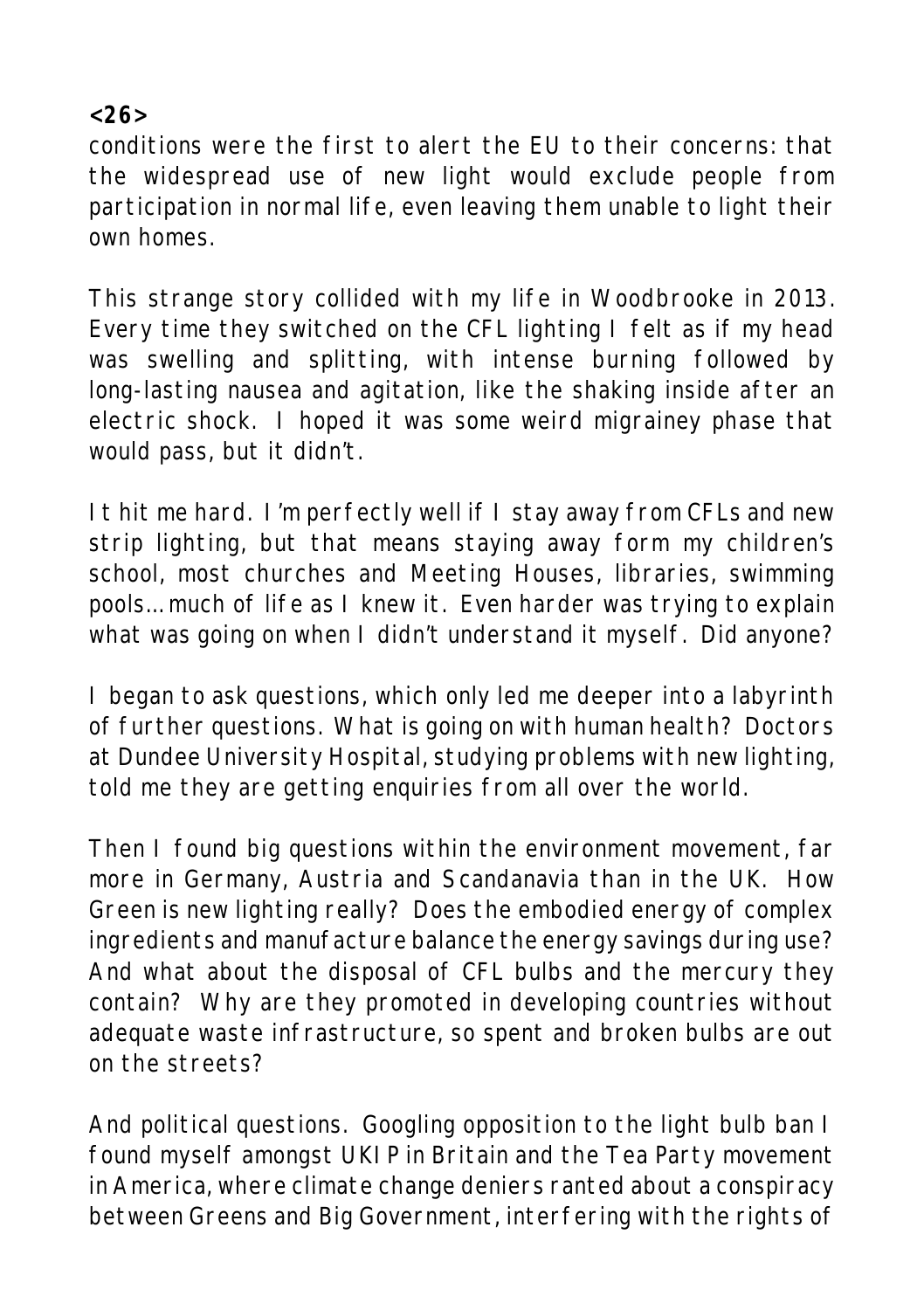conditions were the first to alert the EU to their concerns: that the widespread use of new light would exclude people from participation in normal life, even leaving them unable to light their own homes.

This strange story collided with my life in Woodbrooke in 2013. Every time they switched on the CFL lighting I felt as if my head was swelling and splitting, with intense burning followed by long-lasting nausea and agitation, like the shaking inside after an electric shock. I hoped it was some weird migrainey phase that would pass, but it didn't.

It hit me hard. I'm perfectly well if I stay away from CFLs and new strip lighting, but that means staying away form my children's school, most churches and Meeting Houses, libraries, swimming pools… much of life as I knew it. Even harder was trying to explain what was going on when I didn't understand it myself. Did anyone?

I began to ask questions, which only led me deeper into a labyrinth of further questions. What is going on with human health? Doctors at Dundee University Hospital, studying problems with new lighting, told me they are getting enquiries from all over the world.

Then I found big questions within the environment movement, far more in Germany, Austria and Scandanavia than in the UK. How Green is new lighting really? Does the embodied energy of complex ingredients and manufacture balance the energy savings during use? And what about the disposal of CFL bulbs and the mercury they contain? Why are they promoted in developing countries without adequate waste infrastructure, so spent and broken bulbs are out on the streets?

And political questions. Googling opposition to the light bulb ban I found myself amongst UKIP in Britain and the Tea Party movement in America, where climate change deniers ranted about a conspiracy between Greens and Big Government, interfering with the rights of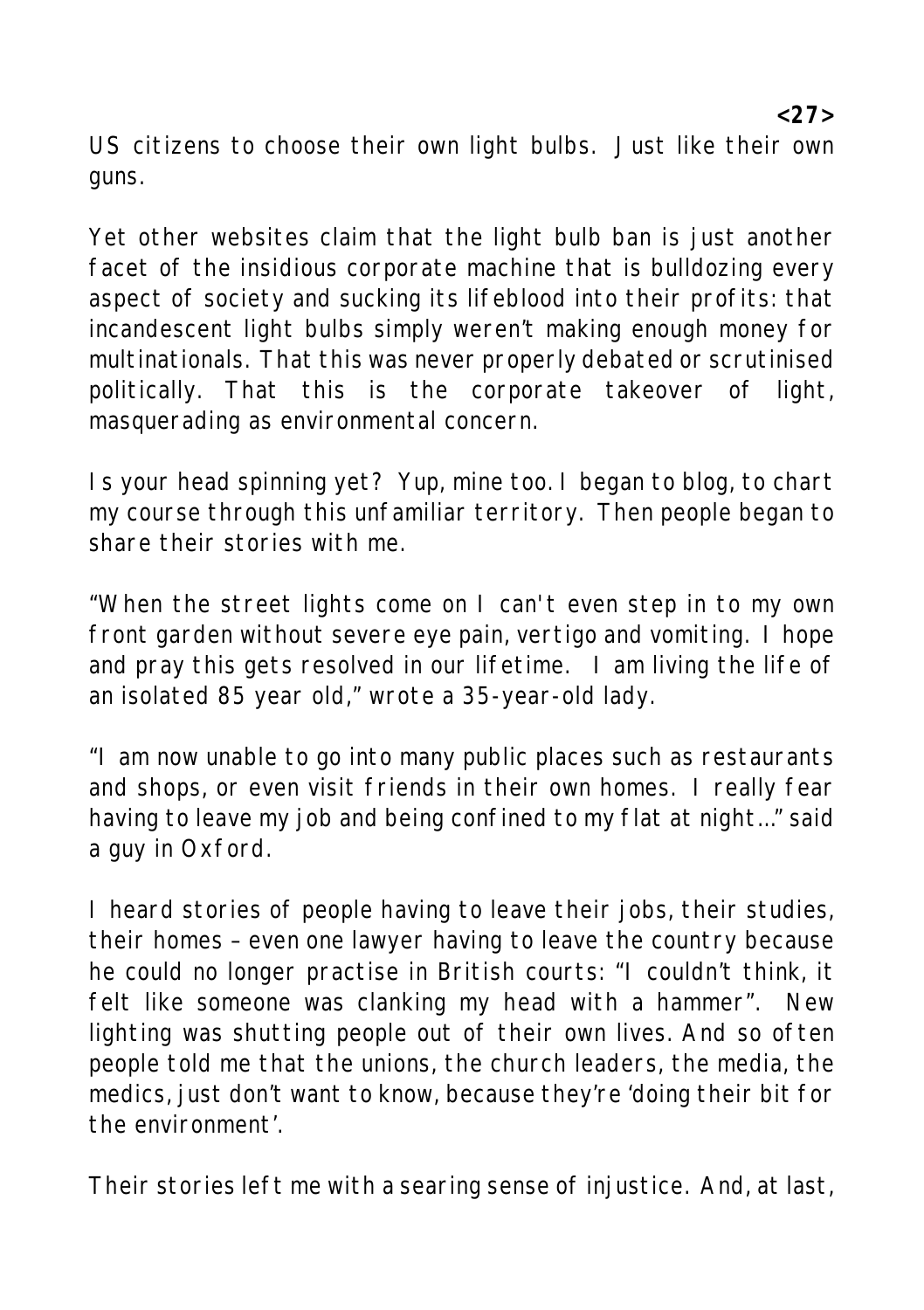US citizens to choose their own light bulbs. Just like their own guns.

Yet other websites claim that the light bulb ban is just another facet of the insidious corporate machine that is bulldozing every aspect of society and sucking its lifeblood into their profits: that incandescent light bulbs simply weren't making enough money for multinationals. That this was never properly debated or scrutinised politically. That this is the corporate takeover of light, masquerading as environmental concern.

Is your head spinning yet? Yup, mine too. I began to blog, to chart my course through this unfamiliar territory. Then people began to share their stories with me.

"When the street lights come on I can't even step in to my own front garden without severe eye pain, vertigo and vomiting. I hope and pray this gets resolved in our lifetime. I am living the life of an isolated 85 year old," wrote a 35-year-old lady.

"I am now unable to go into many public places such as restaurants and shops, or even visit friends in their own homes. I really fear having to leave my job and being confined to my flat at night..." said a guy in Oxford.

I heard stories of people having to leave their jobs, their studies, their homes – even one lawyer having to leave the country because he could no longer practise in British courts: "I couldn't think, it felt like someone was clanking my head with a hammer". New lighting was shutting people out of their own lives. And so often people told me that the unions, the church leaders, the media, the medics, just don't want to know, because they're 'doing their bit for the environment'.

Their stories left me with a searing sense of injustice. And, at last,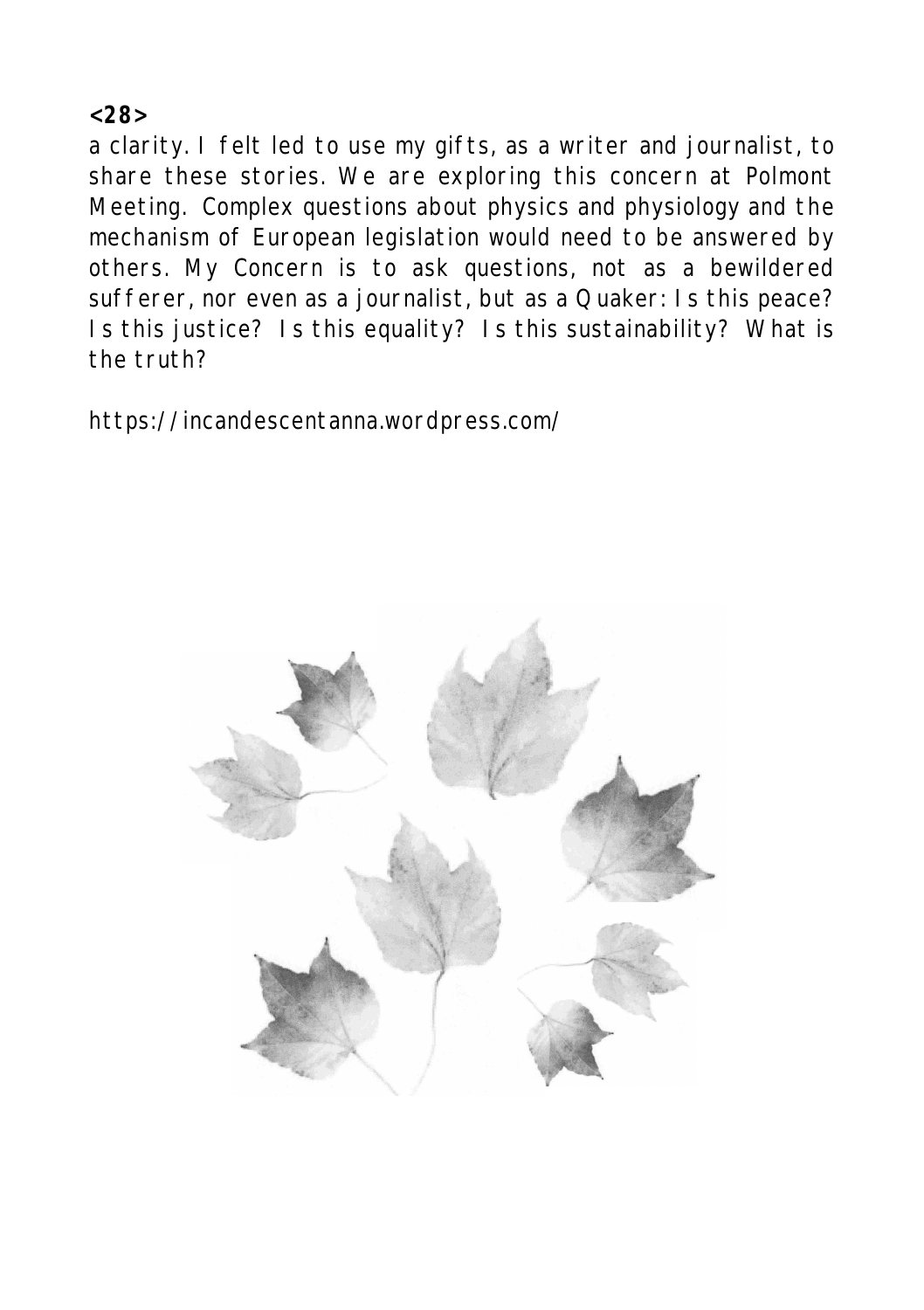a clarity. I felt led to use my gifts, as a writer and journalist, to share these stories. We are exploring this concern at Polmont Meeting. Complex questions about physics and physiology and the mechanism of European legislation would need to be answered by others. My Concern is to ask questions, not as a bewildered sufferer, nor even as a journalist, but as a Quaker: Is this peace? Is this justice? Is this equality? Is this sustainability? What is the truth?

https://incandescentanna.wordpress.com/